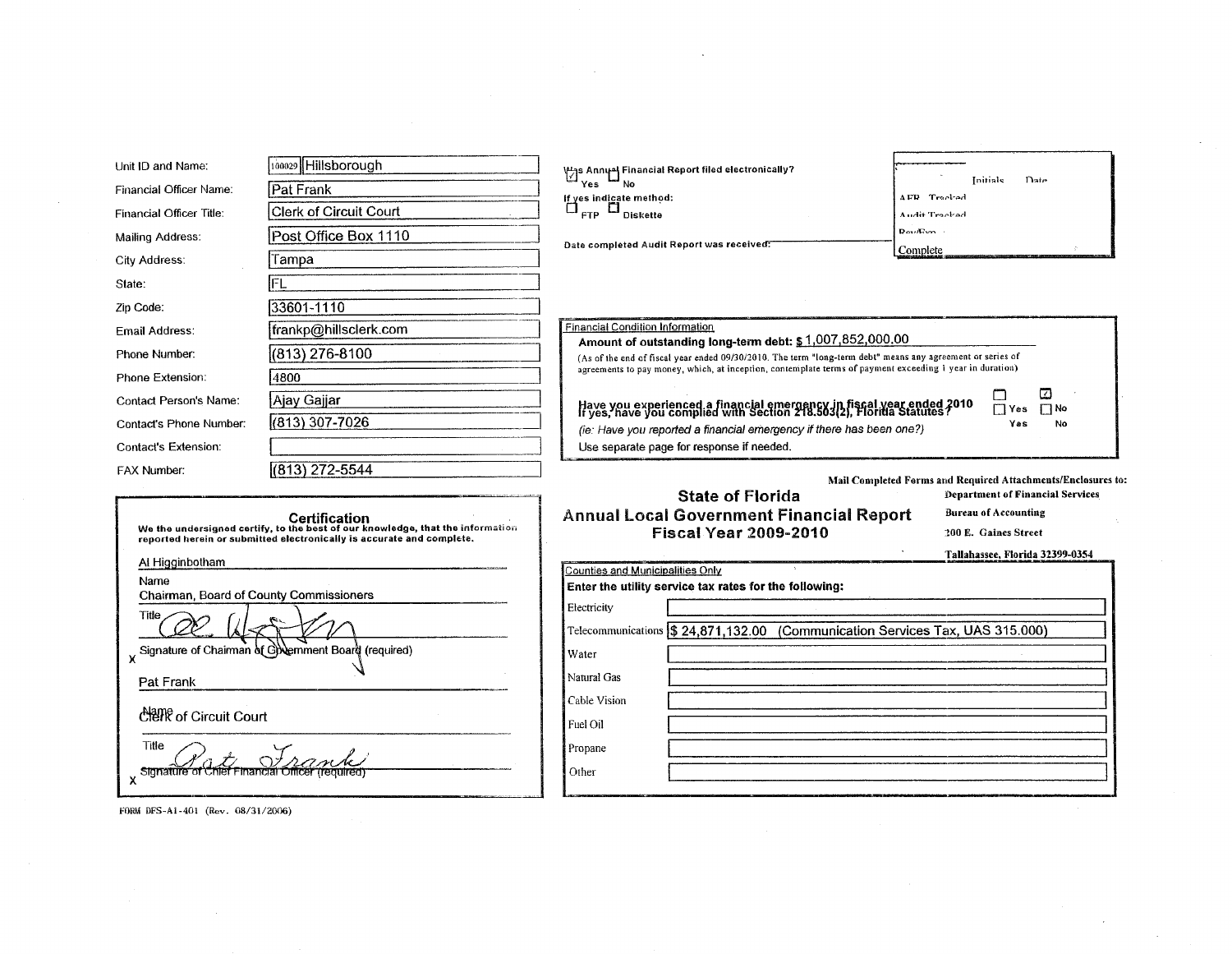| | |
|---|---|
| Unit ID and Name: | 100029 Hillsborough |
| Financial Officer Name: | Pat Frank |
| Financial Officer Title: | Clerk of Circuit Court |
| Mailing Address: | Post Office Box 1110 |
| City Address: | Tampa |
| State: | FL |
| Zip Code: | 33601-1110 |
| Email Address: | frankp@hillsclerk.com |
| Phone Number: | (813) 276-8100 |
| Phone Extension: | 4800 |
| Contact Person's Name: | Ajay Gajjar |
| Contact's Phone Number: | (813) 307-7026 |
| Contact's Extension: | |
| FAX Number: | (813) 272-5544 |

Was Annual Financial Report filed electronically? ☑ Yes ☐ No

If yes indicate method: ☐ FTP ☐ Diskette

Date completed Audit Report was received:

| | Initials | Date |
|---|---|---|
| AFR Tracked | | |
| Audit Tracked | | |
| Rev/Exp | | |
| Complete | | |

**Financial Condition Information**

**Amount of outstanding long-term debt: $ 1,007,852,000.00**

(As of the end of fiscal year ended 09/30/2010. The term "long-term debt" means any agreement or series of agreements to pay money, which, at inception, contemplate terms of payment exceeding 1 year in duration)

**Have you experienced a financial emergency in fiscal year ended 2010** ☐ Yes ☑ No

**If yes, have you complied with Section 218.503(2), Florida Statutes?** ☐ Yes ☐ No

*(ie: Have you reported a financial emergency if there has been one?)*

Use separate page for response if needed.

**Mail Completed Forms and Required Attachments/Enclosures to:**
Department of Financial Services
Bureau of Accounting
200 E. Gaines Street
Tallahassee, Florida 32399-0354

## State of Florida
## Annual Local Government Financial Report
## Fiscal Year 2009-2010

**Certification**

**We the undersigned certify, to the best of our knowledge, that the information reported herein or submitted electronically is accurate and complete.**

Al Higginbotham
Name

Chairman, Board of County Commissioners
Title

X Signature of Chairman of Government Board (required)

Pat Frank
Name

Clerk of Circuit Court
Title

X Signature of Chief Financial Officer (required)

Counties and Municipalities Only

**Enter the utility service tax rates for the following:**

| | |
|---|---|
| Electricity | |
| Telecommunications | $ 24,871,132.00 (Communication Services Tax, UAS 315.000) |
| Water | |
| Natural Gas | |
| Cable Vision | |
| Fuel Oil | |
| Propane | |
| Other | |

FORM DFS-A1-401 (Rev. 08/31/2006)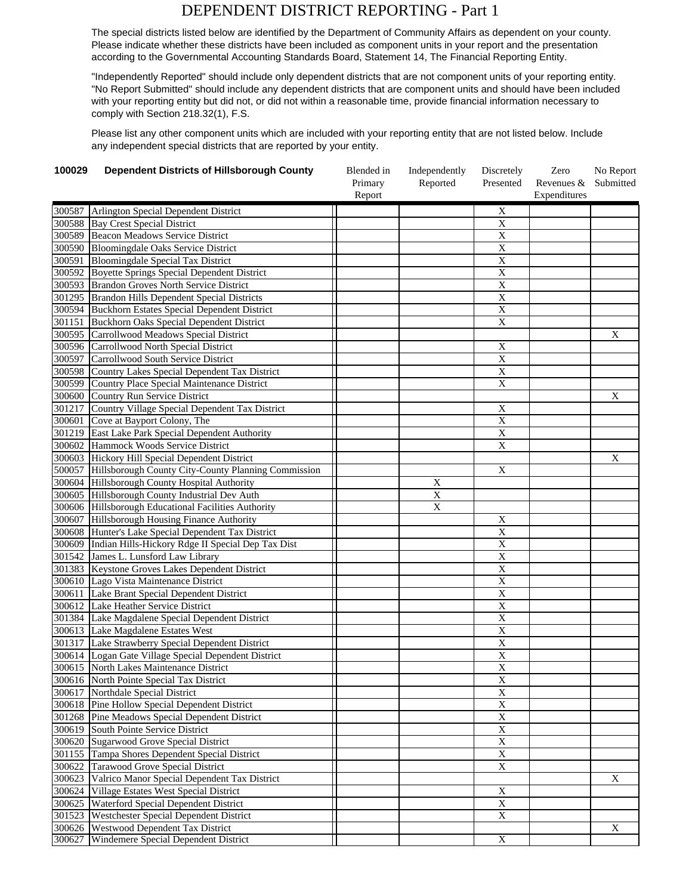# DEPENDENT DISTRICT REPORTING - Part 1

The special districts listed below are identified by the Department of Community Affairs as dependent on your county. Please indicate whether these districts have been included as component units in your report and the presentation according to the Governmental Accounting Standards Board, Statement 14, The Financial Reporting Entity.

"Independently Reported" should include only dependent districts that are not component units of your reporting entity. "No Report Submitted" should include any dependent districts that are component units and should have been included with your reporting entity but did not, or did not within a reasonable time, provide financial information necessary to comply with Section 218.32(1), F.S.

Please list any other component units which are included with your reporting entity that are not listed below. Include any independent special districts that are reported by your entity.

| 100029 | Dependent Districts of Hillsborough County | Blended in Primary Report | Independently Reported | Discretely Presented | Zero Revenues & Expenditures | No Report Submitted |
|---|---|---|---|---|---|---|
| 300587 | Arlington Special Dependent District | | | X | | |
| 300588 | Bay Crest Special District | | | X | | |
| 300589 | Beacon Meadows Service District | | | X | | |
| 300590 | Bloomingdale Oaks Service District | | | X | | |
| 300591 | Bloomingdale Special Tax District | | | X | | |
| 300592 | Boyette Springs Special Dependent District | | | X | | |
| 300593 | Brandon Groves North Service District | | | X | | |
| 301295 | Brandon Hills Dependent Special Districts | | | X | | |
| 300594 | Buckhorn Estates Special Dependent District | | | X | | |
| 301151 | Buckhorn Oaks Special Dependent District | | | X | | |
| 300595 | Carrollwood Meadows Special District | | | | | X |
| 300596 | Carrollwood North Special District | | | X | | |
| 300597 | Carrollwood South Service District | | | X | | |
| 300598 | Country Lakes Special Dependent Tax District | | | X | | |
| 300599 | Country Place Special Maintenance District | | | X | | |
| 300600 | Country Run Service District | | | | | X |
| 301217 | Country Village Special Dependent Tax District | | | X | | |
| 300601 | Cove at Bayport Colony, The | | | X | | |
| 301219 | East Lake Park Special Dependent Authority | | | X | | |
| 300602 | Hammock Woods Service District | | | X | | |
| 300603 | Hickory Hill Special Dependent District | | | | | X |
| 500057 | Hillsborough County City-County Planning Commission | | | X | | |
| 300604 | Hillsborough County Hospital Authority | | X | | | |
| 300605 | Hillsborough County Industrial Dev Auth | | X | | | |
| 300606 | Hillsborough Educational Facilities Authority | | X | | | |
| 300607 | Hillsborough Housing Finance Authority | | | X | | |
| 300608 | Hunter's Lake Special Dependent Tax District | | | X | | |
| 300609 | Indian Hills-Hickory Rdge II Special Dep Tax Dist | | | X | | |
| 301542 | James L. Lunsford Law Library | | | X | | |
| 301383 | Keystone Groves Lakes Dependent District | | | X | | |
| 300610 | Lago Vista Maintenance District | | | X | | |
| 300611 | Lake Brant Special Dependent District | | | X | | |
| 300612 | Lake Heather Service District | | | X | | |
| 301384 | Lake Magdalene Special Dependent District | | | X | | |
| 300613 | Lake Magdalene Estates West | | | X | | |
| 301317 | Lake Strawberry Special Dependent District | | | X | | |
| 300614 | Logan Gate Village Special Dependent District | | | X | | |
| 300615 | North Lakes Maintenance District | | | X | | |
| 300616 | North Pointe Special Tax District | | | X | | |
| 300617 | Northdale Special District | | | X | | |
| 300618 | Pine Hollow Special Dependent District | | | X | | |
| 301268 | Pine Meadows Special Dependent District | | | X | | |
| 300619 | South Pointe Service District | | | X | | |
| 300620 | Sugarwood Grove Special District | | | X | | |
| 301155 | Tampa Shores Dependent Special District | | | X | | |
| 300622 | Tarawood Grove Special District | | | X | | |
| 300623 | Valrico Manor Special Dependent Tax District | | | | | X |
| 300624 | Village Estates West Special District | | | X | | |
| 300625 | Waterford Special Dependent District | | | X | | |
| 301523 | Westchester Special Dependent District | | | X | | |
| 300626 | Westwood Dependent Tax District | | | | | X |
| 300627 | Windemere Special Dependent District | | | X | | |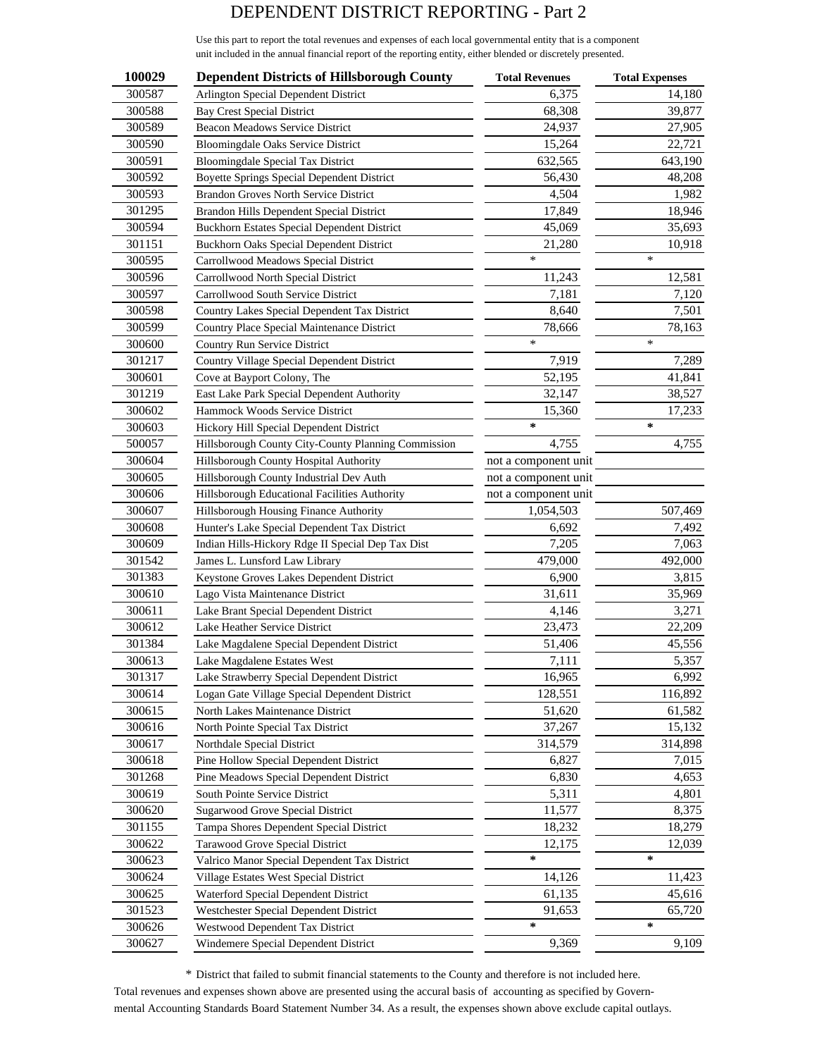# DEPENDENT DISTRICT REPORTING - Part 2

Use this part to report the total revenues and expenses of each local governmental entity that is a component unit included in the annual financial report of the reporting entity, either blended or discretely presented.

| 100029 | Dependent Districts of Hillsborough County | Total Revenues | Total Expenses |
|---|---|---|---|
| 300587 | Arlington Special Dependent District | 6,375 | 14,180 |
| 300588 | Bay Crest Special District | 68,308 | 39,877 |
| 300589 | Beacon Meadows Service District | 24,937 | 27,905 |
| 300590 | Bloomingdale Oaks Service District | 15,264 | 22,721 |
| 300591 | Bloomingdale Special Tax District | 632,565 | 643,190 |
| 300592 | Boyette Springs Special Dependent District | 56,430 | 48,208 |
| 300593 | Brandon Groves North Service District | 4,504 | 1,982 |
| 301295 | Brandon Hills Dependent Special District | 17,849 | 18,946 |
| 300594 | Buckhorn Estates Special Dependent District | 45,069 | 35,693 |
| 301151 | Buckhorn Oaks Special Dependent District | 21,280 | 10,918 |
| 300595 | Carrollwood Meadows Special District | * | * |
| 300596 | Carrollwood North Special District | 11,243 | 12,581 |
| 300597 | Carrollwood South Service District | 7,181 | 7,120 |
| 300598 | Country Lakes Special Dependent Tax District | 8,640 | 7,501 |
| 300599 | Country Place Special Maintenance District | 78,666 | 78,163 |
| 300600 | Country Run Service District | * | * |
| 301217 | Country Village Special Dependent District | 7,919 | 7,289 |
| 300601 | Cove at Bayport Colony, The | 52,195 | 41,841 |
| 301219 | East Lake Park Special Dependent Authority | 32,147 | 38,527 |
| 300602 | Hammock Woods Service District | 15,360 | 17,233 |
| 300603 | Hickory Hill Special Dependent District | * | * |
| 500057 | Hillsborough County City-County Planning Commission | 4,755 | 4,755 |
| 300604 | Hillsborough County Hospital Authority | not a component unit | |
| 300605 | Hillsborough County Industrial Dev Auth | not a component unit | |
| 300606 | Hillsborough Educational Facilities Authority | not a component unit | |
| 300607 | Hillsborough Housing Finance Authority | 1,054,503 | 507,469 |
| 300608 | Hunter's Lake Special Dependent Tax District | 6,692 | 7,492 |
| 300609 | Indian Hills-Hickory Rdge II Special Dep Tax Dist | 7,205 | 7,063 |
| 301542 | James L. Lunsford Law Library | 479,000 | 492,000 |
| 301383 | Keystone Groves Lakes Dependent District | 6,900 | 3,815 |
| 300610 | Lago Vista Maintenance District | 31,611 | 35,969 |
| 300611 | Lake Brant Special Dependent District | 4,146 | 3,271 |
| 300612 | Lake Heather Service District | 23,473 | 22,209 |
| 301384 | Lake Magdalene Special Dependent District | 51,406 | 45,556 |
| 300613 | Lake Magdalene Estates West | 7,111 | 5,357 |
| 301317 | Lake Strawberry Special Dependent District | 16,965 | 6,992 |
| 300614 | Logan Gate Village Special Dependent District | 128,551 | 116,892 |
| 300615 | North Lakes Maintenance District | 51,620 | 61,582 |
| 300616 | North Pointe Special Tax District | 37,267 | 15,132 |
| 300617 | Northdale Special District | 314,579 | 314,898 |
| 300618 | Pine Hollow Special Dependent District | 6,827 | 7,015 |
| 301268 | Pine Meadows Special Dependent District | 6,830 | 4,653 |
| 300619 | South Pointe Service District | 5,311 | 4,801 |
| 300620 | Sugarwood Grove Special District | 11,577 | 8,375 |
| 301155 | Tampa Shores Dependent Special District | 18,232 | 18,279 |
| 300622 | Tarawood Grove Special District | 12,175 | 12,039 |
| 300623 | Valrico Manor Special Dependent Tax District | * | * |
| 300624 | Village Estates West Special District | 14,126 | 11,423 |
| 300625 | Waterford Special Dependent District | 61,135 | 45,616 |
| 301523 | Westchester Special Dependent District | 91,653 | 65,720 |
| 300626 | Westwood Dependent Tax District | * | * |
| 300627 | Windemere Special Dependent District | 9,369 | 9,109 |

* District that failed to submit financial statements to the County and therefore is not included here.

Total revenues and expenses shown above are presented using the accural basis of accounting as specified by Governmental Accounting Standards Board Statement Number 34. As a result, the expenses shown above exclude capital outlays.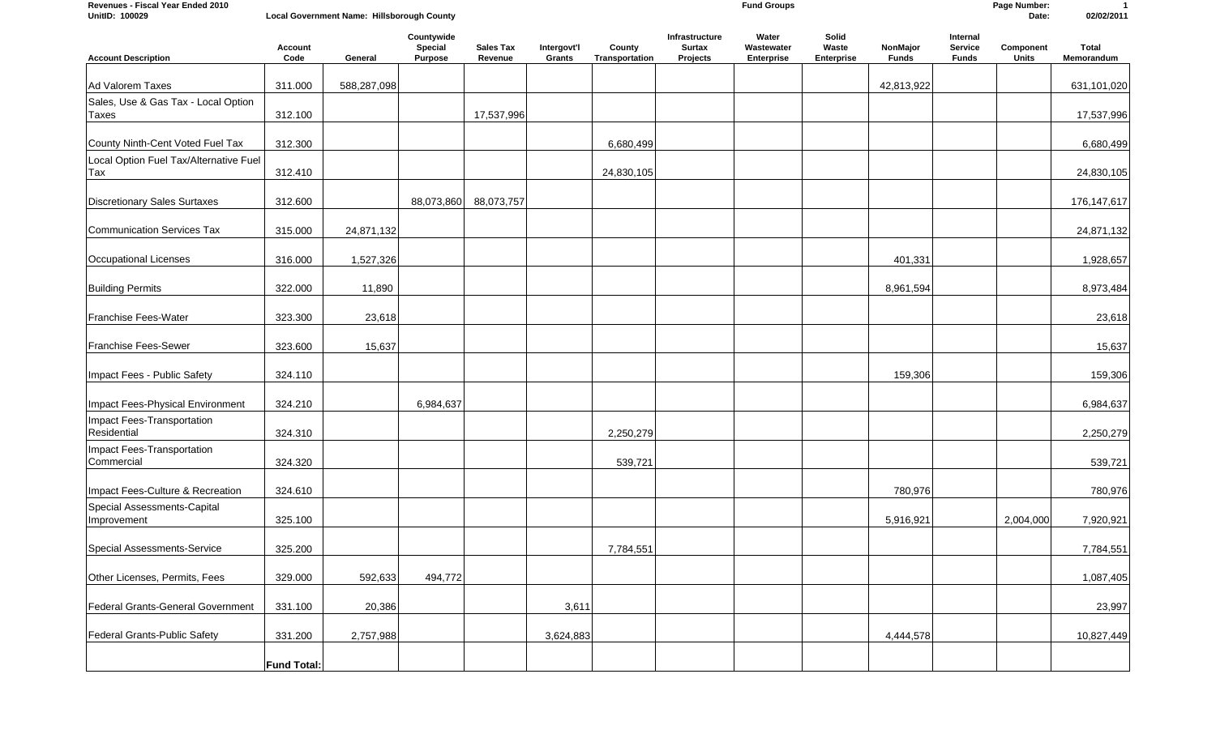Revenues - Fiscal Year Ended 2010
UnitID: 100029 Local Government Name: Hillsborough County

Fund Groups

| Account Description | Account Code | General | Countywide Special Purpose | Sales Tax Revenue | Intergovt'l Grants | County Transportation | Infrastructure Surtax Projects | Water Wastewater Enterprise | Solid Waste Enterprise | NonMajor Funds | Internal Service Funds | Component Units | Total Memorandum |
|---|---|---|---|---|---|---|---|---|---|---|---|---|---|
| Ad Valorem Taxes | 311.000 | 588,287,098 | | | | | | | | 42,813,922 | | | 631,101,020 |
| Sales, Use & Gas Tax - Local Option Taxes | 312.100 | | | 17,537,996 | | | | | | | | | 17,537,996 |
| County Ninth-Cent Voted Fuel Tax | 312.300 | | | | | 6,680,499 | | | | | | | 6,680,499 |
| Local Option Fuel Tax/Alternative Fuel Tax | 312.410 | | | | | 24,830,105 | | | | | | | 24,830,105 |
| Discretionary Sales Surtaxes | 312.600 | | 88,073,860 | 88,073,757 | | | | | | | | | 176,147,617 |
| Communication Services Tax | 315.000 | 24,871,132 | | | | | | | | | | | 24,871,132 |
| Occupational Licenses | 316.000 | 1,527,326 | | | | | | | | 401,331 | | | 1,928,657 |
| Building Permits | 322.000 | 11,890 | | | | | | | | 8,961,594 | | | 8,973,484 |
| Franchise Fees-Water | 323.300 | 23,618 | | | | | | | | | | | 23,618 |
| Franchise Fees-Sewer | 323.600 | 15,637 | | | | | | | | | | | 15,637 |
| Impact Fees - Public Safety | 324.110 | | | | | | | | | 159,306 | | | 159,306 |
| Impact Fees-Physical Environment | 324.210 | | 6,984,637 | | | | | | | | | | 6,984,637 |
| Impact Fees-Transportation Residential | 324.310 | | | | | 2,250,279 | | | | | | | 2,250,279 |
| Impact Fees-Transportation Commercial | 324.320 | | | | | 539,721 | | | | | | | 539,721 |
| Impact Fees-Culture & Recreation | 324.610 | | | | | | | | | 780,976 | | | 780,976 |
| Special Assessments-Capital Improvement | 325.100 | | | | | | | | | 5,916,921 | | 2,004,000 | 7,920,921 |
| Special Assessments-Service | 325.200 | | | | | 7,784,551 | | | | | | | 7,784,551 |
| Other Licenses, Permits, Fees | 329.000 | 592,633 | 494,772 | | | | | | | | | | 1,087,405 |
| Federal Grants-General Government | 331.100 | 20,386 | | | 3,611 | | | | | | | | 23,997 |
| Federal Grants-Public Safety | 331.200 | 2,757,988 | | | 3,624,883 | | | | | 4,444,578 | | | 10,827,449 |
| | Fund Total: | | | | | | | | | | | | |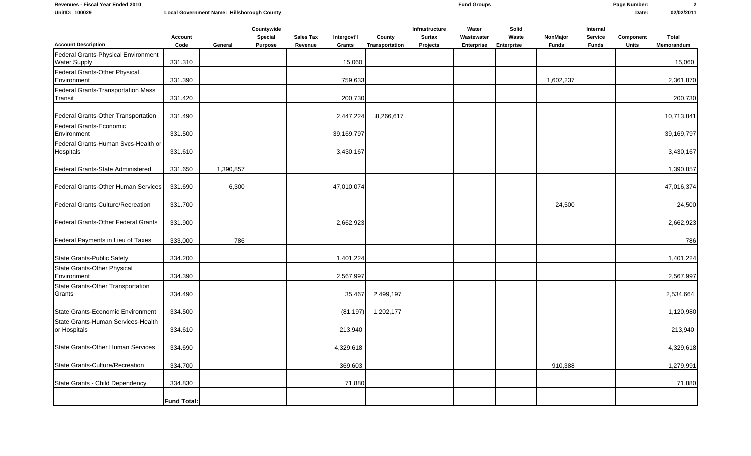Revenues - Fiscal Year Ended 2010 | UnitID: 100029 | Local Government Name: Hillsborough County | Fund Groups | Date: 02/02/2011

| Account Description | Account Code | General | Countywide Special Purpose | Sales Tax Revenue | Intergovt'l Grants | County Transportation | Infrastructure Surtax Projects | Water Wastewater Enterprise | Solid Waste Enterprise | NonMajor Funds | Internal Service Funds | Component Units | Total Memorandum |
|---|---|---|---|---|---|---|---|---|---|---|---|---|---|
| Federal Grants-Physical Environment Water Supply | 331.310 | | | | 15,060 | | | | | | | | 15,060 |
| Federal Grants-Other Physical Environment | 331.390 | | | | 759,633 | | | | | 1,602,237 | | | 2,361,870 |
| Federal Grants-Transportation Mass Transit | 331.420 | | | | 200,730 | | | | | | | | 200,730 |
| Federal Grants-Other Transportation | 331.490 | | | | 2,447,224 | 8,266,617 | | | | | | | 10,713,841 |
| Federal Grants-Economic Environment | 331.500 | | | | 39,169,797 | | | | | | | | 39,169,797 |
| Federal Grants-Human Svcs-Health or Hospitals | 331.610 | | | | 3,430,167 | | | | | | | | 3,430,167 |
| Federal Grants-State Administered | 331.650 | 1,390,857 | | | | | | | | | | | 1,390,857 |
| Federal Grants-Other Human Services | 331.690 | 6,300 | | | 47,010,074 | | | | | | | | 47,016,374 |
| Federal Grants-Culture/Recreation | 331.700 | | | | | | | | | 24,500 | | | 24,500 |
| Federal Grants-Other Federal Grants | 331.900 | | | | 2,662,923 | | | | | | | | 2,662,923 |
| Federal Payments in Lieu of Taxes | 333.000 | 786 | | | | | | | | | | | 786 |
| State Grants-Public Safety | 334.200 | | | | 1,401,224 | | | | | | | | 1,401,224 |
| State Grants-Other Physical Environment | 334.390 | | | | 2,567,997 | | | | | | | | 2,567,997 |
| State Grants-Other Transportation Grants | 334.490 | | | | 35,467 | 2,499,197 | | | | | | | 2,534,664 |
| State Grants-Economic Environment | 334.500 | | | | (81,197) | 1,202,177 | | | | | | | 1,120,980 |
| State Grants-Human Services-Health or Hospitals | 334.610 | | | | 213,940 | | | | | | | | 213,940 |
| State Grants-Other Human Services | 334.690 | | | | 4,329,618 | | | | | | | | 4,329,618 |
| State Grants-Culture/Recreation | 334.700 | | | | 369,603 | | | | | 910,388 | | | 1,279,991 |
| State Grants - Child Dependency | 334.830 | | | | 71,880 | | | | | | | | 71,880 |
| | **Fund Total:** | | | | | | | | | | | | |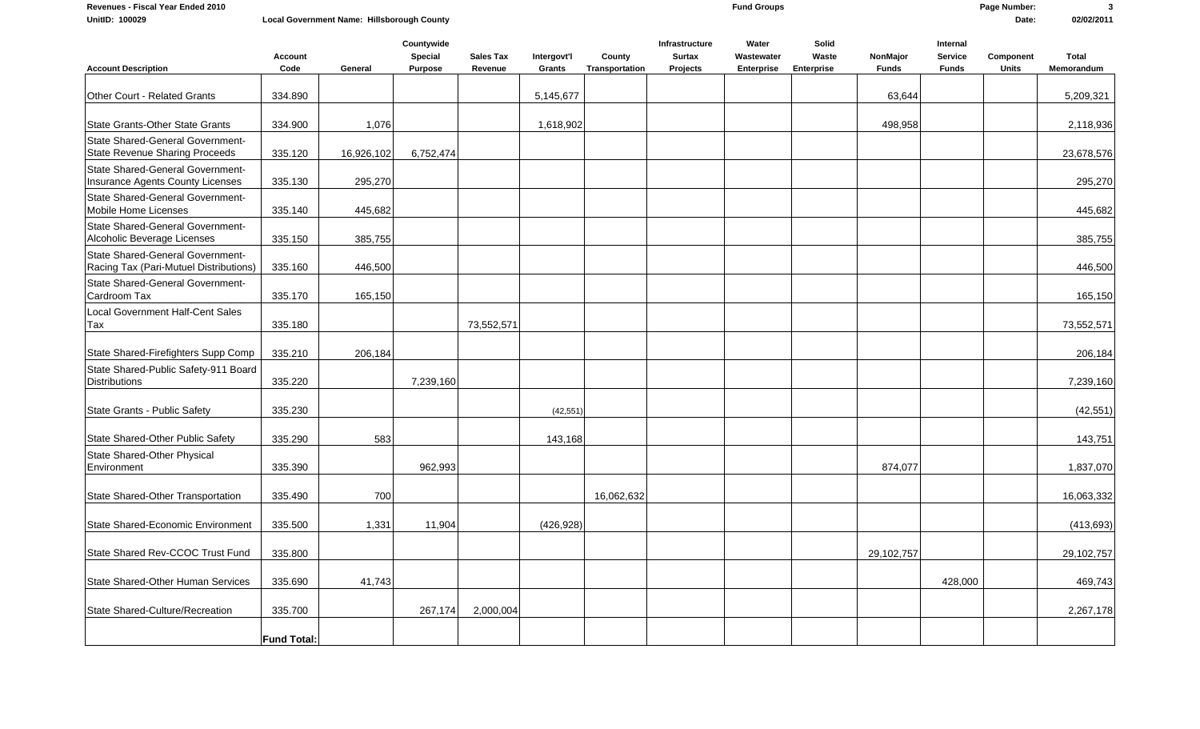Revenues - Fiscal Year Ended 2010

UnitID: 100029 Local Government Name: Hillsborough County

Fund Groups

Date: 02/02/2011

| Account Description | Account Code | General | Countywide Special Purpose | Sales Tax Revenue | Intergovt'l Grants | County Transportation | Infrastructure Surtax Projects | Water Wastewater Enterprise | Solid Waste Enterprise | NonMajor Funds | Internal Service Funds | Component Units | Total Memorandum |
|---|---|---|---|---|---|---|---|---|---|---|---|---|---|
| Other Court - Related Grants | 334.890 | | | | 5,145,677 | | | | | 63,644 | | | 5,209,321 |
| State Grants-Other State Grants | 334.900 | 1,076 | | | 1,618,902 | | | | | 498,958 | | | 2,118,936 |
| State Shared-General Government-State Revenue Sharing Proceeds | 335.120 | 16,926,102 | 6,752,474 | | | | | | | | | | 23,678,576 |
| State Shared-General Government-Insurance Agents County Licenses | 335.130 | 295,270 | | | | | | | | | | | 295,270 |
| State Shared-General Government-Mobile Home Licenses | 335.140 | 445,682 | | | | | | | | | | | 445,682 |
| State Shared-General Government-Alcoholic Beverage Licenses | 335.150 | 385,755 | | | | | | | | | | | 385,755 |
| State Shared-General Government-Racing Tax (Pari-Mutuel Distributions) | 335.160 | 446,500 | | | | | | | | | | | 446,500 |
| State Shared-General Government-Cardroom Tax | 335.170 | 165,150 | | | | | | | | | | | 165,150 |
| Local Government Half-Cent Sales Tax | 335.180 | | | 73,552,571 | | | | | | | | | 73,552,571 |
| State Shared-Firefighters Supp Comp | 335.210 | 206,184 | | | | | | | | | | | 206,184 |
| State Shared-Public Safety-911 Board Distributions | 335.220 | | 7,239,160 | | | | | | | | | | 7,239,160 |
| State Grants - Public Safety | 335.230 | | | | (42,551) | | | | | | | | (42,551) |
| State Shared-Other Public Safety | 335.290 | 583 | | | 143,168 | | | | | | | | 143,751 |
| State Shared-Other Physical Environment | 335.390 | | 962,993 | | | | | | | 874,077 | | | 1,837,070 |
| State Shared-Other Transportation | 335.490 | 700 | | | | 16,062,632 | | | | | | | 16,063,332 |
| State Shared-Economic Environment | 335.500 | 1,331 | 11,904 | | (426,928) | | | | | | | | (413,693) |
| State Shared Rev-CCOC Trust Fund | 335.800 | | | | | | | | | 29,102,757 | | | 29,102,757 |
| State Shared-Other Human Services | 335.690 | 41,743 | | | | | | | | | 428,000 | | 469,743 |
| State Shared-Culture/Recreation | 335.700 | | 267,174 | 2,000,004 | | | | | | | | | 2,267,178 |
| | Fund Total: | | | | | | | | | | | | |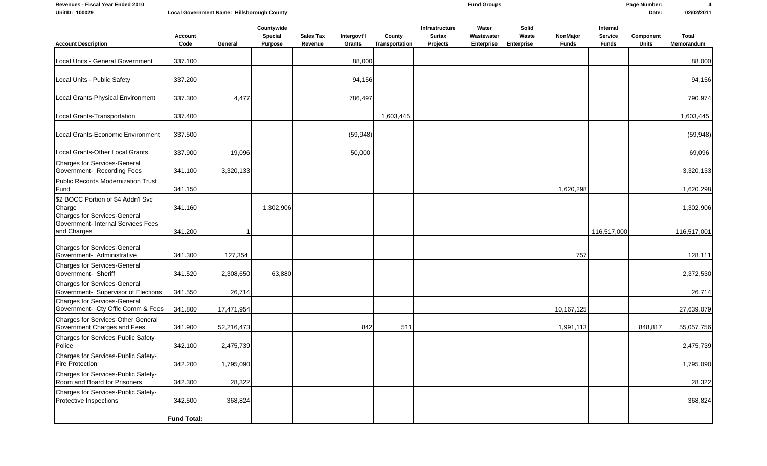Revenues - Fiscal Year Ended 2010

UnitID: 100029 Local Government Name: Hillsborough County

Fund Groups

Date: 02/02/2011

| Account Description | Account Code | General | Countywide Special Purpose | Sales Tax Revenue | Intergovt'l Grants | County Transportation | Infrastructure Surtax Projects | Water Wastewater Enterprise | Solid Waste Enterprise | NonMajor Funds | Internal Service Funds | Component Units | Total Memorandum |
|---|---|---|---|---|---|---|---|---|---|---|---|---|---|
| Local Units - General Government | 337.100 | | | | 88,000 | | | | | | | | 88,000 |
| Local Units - Public Safety | 337.200 | | | | 94,156 | | | | | | | | 94,156 |
| Local Grants-Physical Environment | 337.300 | 4,477 | | | 786,497 | | | | | | | | 790,974 |
| Local Grants-Transportation | 337.400 | | | | | 1,603,445 | | | | | | | 1,603,445 |
| Local Grants-Economic Environment | 337.500 | | | | (59,948) | | | | | | | | (59,948) |
| Local Grants-Other Local Grants | 337.900 | 19,096 | | | 50,000 | | | | | | | | 69,096 |
| Charges for Services-General Government- Recording Fees | 341.100 | 3,320,133 | | | | | | | | | | | 3,320,133 |
| Public Records Modernization Trust Fund | 341.150 | | | | | | | | | 1,620,298 | | | 1,620,298 |
| $2 BOCC Portion of $4 Addn'l Svc Charge | 341.160 | | 1,302,906 | | | | | | | | | | 1,302,906 |
| Charges for Services-General Government- Internal Services Fees and Charges | 341.200 | 1 | | | | | | | | | 116,517,000 | | 116,517,001 |
| Charges for Services-General Government- Administrative | 341.300 | 127,354 | | | | | | | | 757 | | | 128,111 |
| Charges for Services-General Government- Sheriff | 341.520 | 2,308,650 | 63,880 | | | | | | | | | | 2,372,530 |
| Charges for Services-General Government- Supervisor of Elections | 341.550 | 26,714 | | | | | | | | | | | 26,714 |
| Charges for Services-General Government- Cty Offic Comm & Fees | 341.800 | 17,471,954 | | | | | | | | 10,167,125 | | | 27,639,079 |
| Charges for Services-Other General Government Charges and Fees | 341.900 | 52,216,473 | | | 842 | 511 | | | | 1,991,113 | | 848,817 | 55,057,756 |
| Charges for Services-Public Safety-Police | 342.100 | 2,475,739 | | | | | | | | | | | 2,475,739 |
| Charges for Services-Public Safety-Fire Protection | 342.200 | 1,795,090 | | | | | | | | | | | 1,795,090 |
| Charges for Services-Public Safety-Room and Board for Prisoners | 342.300 | 28,322 | | | | | | | | | | | 28,322 |
| Charges for Services-Public Safety-Protective Inspections | 342.500 | 368,824 | | | | | | | | | | | 368,824 |
| | **Fund Total:** | | | | | | | | | | | | |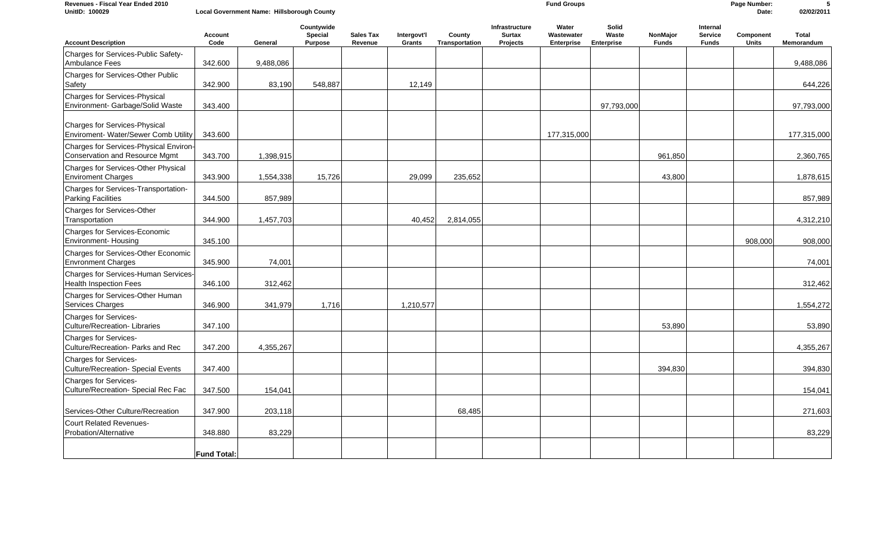Revenues - Fiscal Year Ended 2010
UnitID: 100029 Local Government Name: Hillsborough County

Fund Groups

| Account Description | Account Code | General | Countywide Special Purpose | Sales Tax Revenue | Intergovt'l Grants | County Transportation | Infrastructure Surtax Projects | Water Wastewater Enterprise | Solid Waste Enterprise | NonMajor Funds | Internal Service Funds | Component Units | Total Memorandum |
|---|---|---|---|---|---|---|---|---|---|---|---|---|---|
| Charges for Services-Public Safety-Ambulance Fees | 342.600 | 9,488,086 | | | | | | | | | | | 9,488,086 |
| Charges for Services-Other Public Safety | 342.900 | 83,190 | 548,887 | | 12,149 | | | | | | | | 644,226 |
| Charges for Services-Physical Environment- Garbage/Solid Waste | 343.400 | | | | | | | | 97,793,000 | | | | 97,793,000 |
| Charges for Services-Physical Enviroment- Water/Sewer Comb Utility | 343.600 | | | | | | | 177,315,000 | | | | | 177,315,000 |
| Charges for Services-Physical Environ-Conservation and Resource Mgmt | 343.700 | 1,398,915 | | | | | | | | 961,850 | | | 2,360,765 |
| Charges for Services-Other Physical Enviroment Charges | 343.900 | 1,554,338 | 15,726 | | 29,099 | 235,652 | | | | 43,800 | | | 1,878,615 |
| Charges for Services-Transportation-Parking Facilities | 344.500 | 857,989 | | | | | | | | | | | 857,989 |
| Charges for Services-Other Transportation | 344.900 | 1,457,703 | | | 40,452 | 2,814,055 | | | | | | | 4,312,210 |
| Charges for Services-Economic Environment- Housing | 345.100 | | | | | | | | | | | 908,000 | 908,000 |
| Charges for Services-Other Economic Envronment Charges | 345.900 | 74,001 | | | | | | | | | | | 74,001 |
| Charges for Services-Human Services-Health Inspection Fees | 346.100 | 312,462 | | | | | | | | | | | 312,462 |
| Charges for Services-Other Human Services Charges | 346.900 | 341,979 | 1,716 | | 1,210,577 | | | | | | | | 1,554,272 |
| Charges for Services-Culture/Recreation- Libraries | 347.100 | | | | | | | | | 53,890 | | | 53,890 |
| Charges for Services-Culture/Recreation- Parks and Rec | 347.200 | 4,355,267 | | | | | | | | | | | 4,355,267 |
| Charges for Services-Culture/Recreation- Special Events | 347.400 | | | | | | | | | 394,830 | | | 394,830 |
| Charges for Services-Culture/Recreation- Special Rec Fac | 347.500 | 154,041 | | | | | | | | | | | 154,041 |
| Services-Other Culture/Recreation | 347.900 | 203,118 | | | | 68,485 | | | | | | | 271,603 |
| Court Related Revenues-Probation/Alternative | 348.880 | 83,229 | | | | | | | | | | | 83,229 |
| | **Fund Total:** | | | | | | | | | | | | |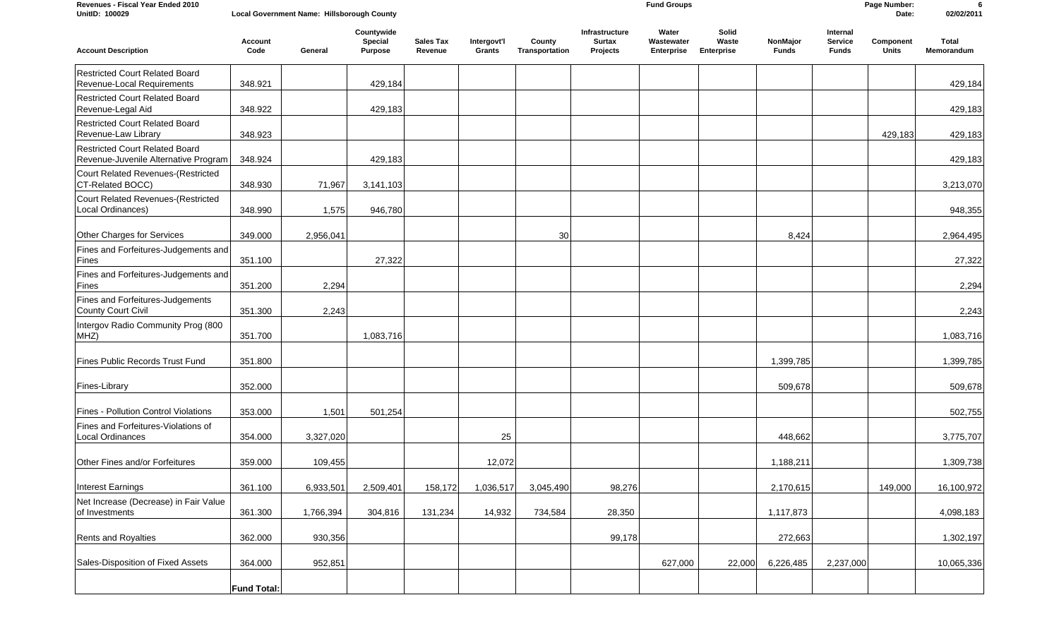| Account Description | Account Code | General | Countywide Special Purpose | Sales Tax Revenue | Intergovt'l Grants | County Transportation | Infrastructure Surtax Projects | Water Wastewater Enterprise | Solid Waste Enterprise | NonMajor Funds | Internal Service Funds | Component Units | Total Memorandum |
|---|---|---|---|---|---|---|---|---|---|---|---|---|---|
| Restricted Court Related Board Revenue-Local Requirements | 348.921 | | 429,184 | | | | | | | | | | 429,184 |
| Restricted Court Related Board Revenue-Legal Aid | 348.922 | | 429,183 | | | | | | | | | | 429,183 |
| Restricted Court Related Board Revenue-Law Library | 348.923 | | | | | | | | | | | 429,183 | 429,183 |
| Restricted Court Related Board Revenue-Juvenile Alternative Program | 348.924 | | 429,183 | | | | | | | | | | 429,183 |
| Court Related Revenues-(Restricted CT-Related BOCC) | 348.930 | 71,967 | 3,141,103 | | | | | | | | | | 3,213,070 |
| Court Related Revenues-(Restricted Local Ordinances) | 348.990 | 1,575 | 946,780 | | | | | | | | | | 948,355 |
| Other Charges for Services | 349.000 | 2,956,041 | | | | 30 | | | | 8,424 | | | 2,964,495 |
| Fines and Forfeitures-Judgements and Fines | 351.100 | | 27,322 | | | | | | | | | | 27,322 |
| Fines and Forfeitures-Judgements and Fines | 351.200 | 2,294 | | | | | | | | | | | 2,294 |
| Fines and Forfeitures-Judgements County Court Civil | 351.300 | 2,243 | | | | | | | | | | | 2,243 |
| Intergov Radio Community Prog (800 MHZ) | 351.700 | | 1,083,716 | | | | | | | | | | 1,083,716 |
| Fines Public Records Trust Fund | 351.800 | | | | | | | | | 1,399,785 | | | 1,399,785 |
| Fines-Library | 352.000 | | | | | | | | | 509,678 | | | 509,678 |
| Fines - Pollution Control Violations | 353.000 | 1,501 | 501,254 | | | | | | | | | | 502,755 |
| Fines and Forfeitures-Violations of Local Ordinances | 354.000 | 3,327,020 | | 25 | | | | | | 448,662 | | | 3,775,707 |
| Other Fines and/or Forfeitures | 359.000 | 109,455 | | 12,072 | | | | | | 1,188,211 | | | 1,309,738 |
| Interest Earnings | 361.100 | 6,933,501 | 2,509,401 | 158,172 | 1,036,517 | 3,045,490 | 98,276 | | | 2,170,615 | | 149,000 | 16,100,972 |
| Net Increase (Decrease) in Fair Value of Investments | 361.300 | 1,766,394 | 304,816 | 131,234 | 14,932 | 734,584 | 28,350 | | | 1,117,873 | | | 4,098,183 |
| Rents and Royalties | 362.000 | 930,356 | | | | | 99,178 | | | 272,663 | | | 1,302,197 |
| Sales-Disposition of Fixed Assets | 364.000 | 952,851 | | | | | | 627,000 | 22,000 | 6,226,485 | 2,237,000 | | 10,065,336 |
| | **Fund Total:** | | | | | | | | | | | | |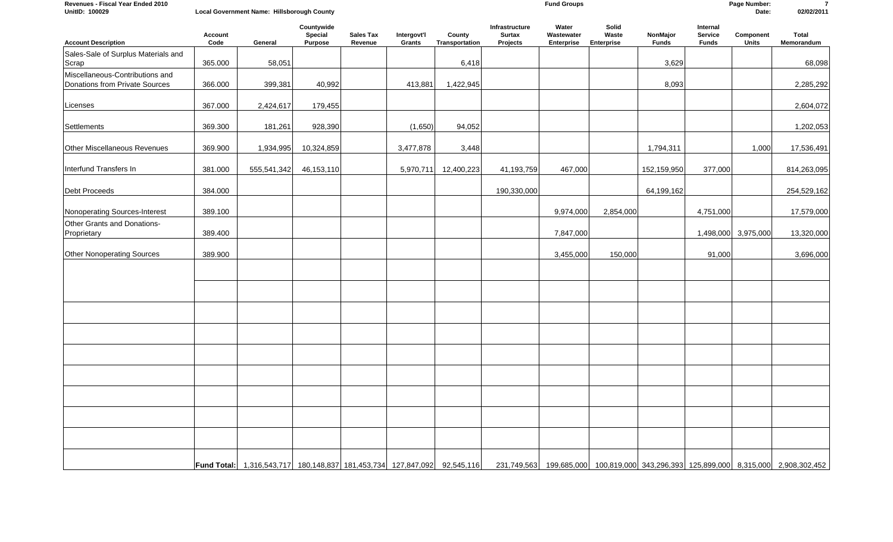| Account Description | Account Code | General | Countywide Special Purpose | Sales Tax Revenue | Intergovt'l Grants | County Transportation | Infrastructure Surtax Projects | Water Wastewater Enterprise | Solid Waste Enterprise | NonMajor Funds | Internal Service Funds | Component Units | Total Memorandum |
|---|---|---|---|---|---|---|---|---|---|---|---|---|---|
| Sales-Sale of Surplus Materials and Scrap | 365.000 | 58,051 | | | | 6,418 | | | | 3,629 | | | 68,098 |
| Miscellaneous-Contributions and Donations from Private Sources | 366.000 | 399,381 | 40,992 | | 413,881 | 1,422,945 | | | | 8,093 | | | 2,285,292 |
| Licenses | 367.000 | 2,424,617 | 179,455 | | | | | | | | | | 2,604,072 |
| Settlements | 369.300 | 181,261 | 928,390 | | (1,650) | 94,052 | | | | | | | 1,202,053 |
| Other Miscellaneous Revenues | 369.900 | 1,934,995 | 10,324,859 | | 3,477,878 | 3,448 | | | | 1,794,311 | | 1,000 | 17,536,491 |
| Interfund Transfers In | 381.000 | 555,541,342 | 46,153,110 | | 5,970,711 | 12,400,223 | 41,193,759 | 467,000 | | 152,159,950 | 377,000 | | 814,263,095 |
| Debt Proceeds | 384.000 | | | | | | 190,330,000 | | | 64,199,162 | | | 254,529,162 |
| Nonoperating Sources-Interest | 389.100 | | | | | | | 9,974,000 | 2,854,000 | | 4,751,000 | | 17,579,000 |
| Other Grants and Donations-Proprietary | 389.400 | | | | | | | 7,847,000 | | | 1,498,000 | 3,975,000 | 13,320,000 |
| Other Nonoperating Sources | 389.900 | | | | | | | 3,455,000 | 150,000 | | 91,000 | | 3,696,000 |
| | **Fund Total:** | 1,316,543,717 | 180,148,837 | 181,453,734 | 127,847,092 | 92,545,116 | 231,749,563 | 199,685,000 | 100,819,000 | 343,296,393 | 125,899,000 | 8,315,000 | 2,908,302,452 |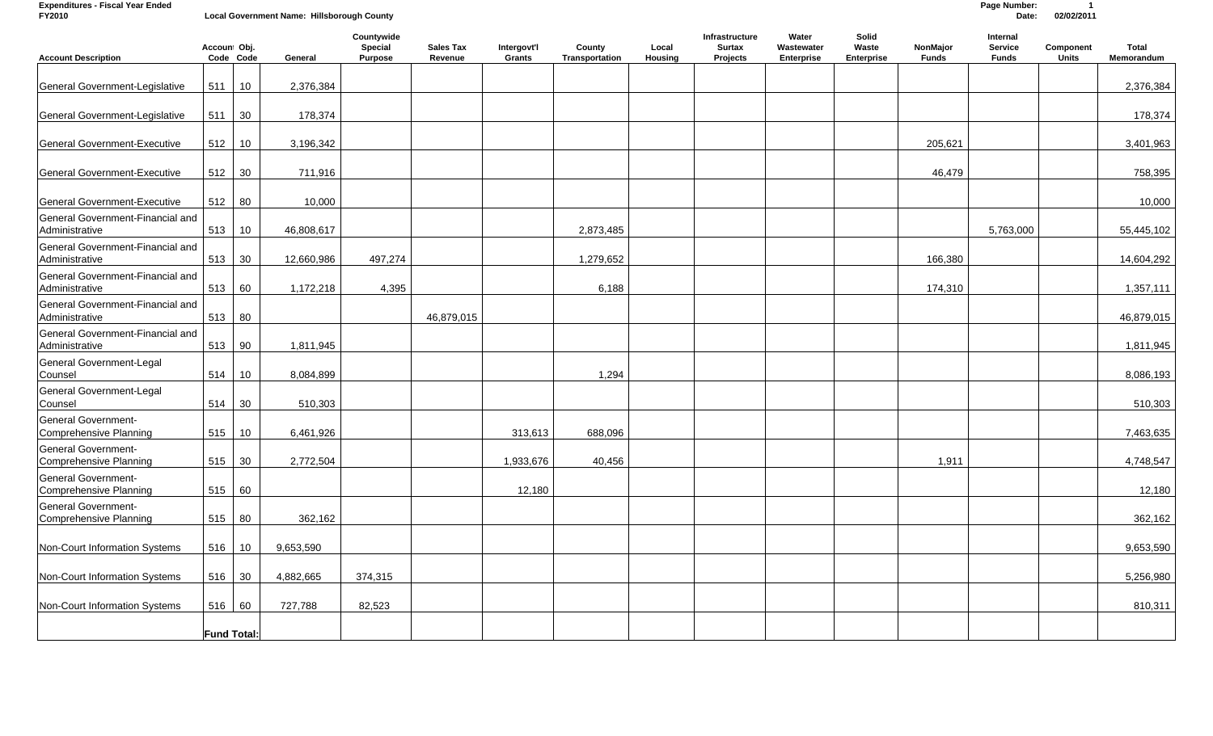**Expenditures - Fiscal Year Ended FY2010** **Local Government Name: Hillsborough County** **Date: 02/02/2011**

| Account Description | Account Code | Obj. Code | General | Countywide Special Purpose | Sales Tax Revenue | Intergovt'l Grants | County Transportation | Local Housing | Infrastructure Surtax Projects | Water Wastewater Enterprise | Solid Waste Enterprise | NonMajor Funds | Internal Service Funds | Component Units | Total Memorandum |
|---|---|---|---|---|---|---|---|---|---|---|---|---|---|---|---|
| General Government-Legislative | 511 | 10 | 2,376,384 | | | | | | | | | | | | 2,376,384 |
| General Government-Legislative | 511 | 30 | 178,374 | | | | | | | | | | | | 178,374 |
| General Government-Executive | 512 | 10 | 3,196,342 | | | | | | | | | 205,621 | | | 3,401,963 |
| General Government-Executive | 512 | 30 | 711,916 | | | | | | | | | 46,479 | | | 758,395 |
| General Government-Executive | 512 | 80 | 10,000 | | | | | | | | | | | | 10,000 |
| General Government-Financial and Administrative | 513 | 10 | 46,808,617 | | | | 2,873,485 | | | | | | 5,763,000 | | 55,445,102 |
| General Government-Financial and Administrative | 513 | 30 | 12,660,986 | 497,274 | | | 1,279,652 | | | | | 166,380 | | | 14,604,292 |
| General Government-Financial and Administrative | 513 | 60 | 1,172,218 | 4,395 | | | 6,188 | | | | | 174,310 | | | 1,357,111 |
| General Government-Financial and Administrative | 513 | 80 | | | 46,879,015 | | | | | | | | | | 46,879,015 |
| General Government-Financial and Administrative | 513 | 90 | 1,811,945 | | | | | | | | | | | | 1,811,945 |
| General Government-Legal Counsel | 514 | 10 | 8,084,899 | | | | 1,294 | | | | | | | | 8,086,193 |
| General Government-Legal Counsel | 514 | 30 | 510,303 | | | | | | | | | | | | 510,303 |
| General Government-Comprehensive Planning | 515 | 10 | 6,461,926 | | | 313,613 | 688,096 | | | | | | | | 7,463,635 |
| General Government-Comprehensive Planning | 515 | 30 | 2,772,504 | | | 1,933,676 | 40,456 | | | | | 1,911 | | | 4,748,547 |
| General Government-Comprehensive Planning | 515 | 60 | | | | 12,180 | | | | | | | | | 12,180 |
| General Government-Comprehensive Planning | 515 | 80 | 362,162 | | | | | | | | | | | | 362,162 |
| Non-Court Information Systems | 516 | 10 | 9,653,590 | | | | | | | | | | | | 9,653,590 |
| Non-Court Information Systems | 516 | 30 | 4,882,665 | 374,315 | | | | | | | | | | | 5,256,980 |
| Non-Court Information Systems | 516 | 60 | 727,788 | 82,523 | | | | | | | | | | | 810,311 |
| | Fund Total: | | | | | | | | | | | | | | |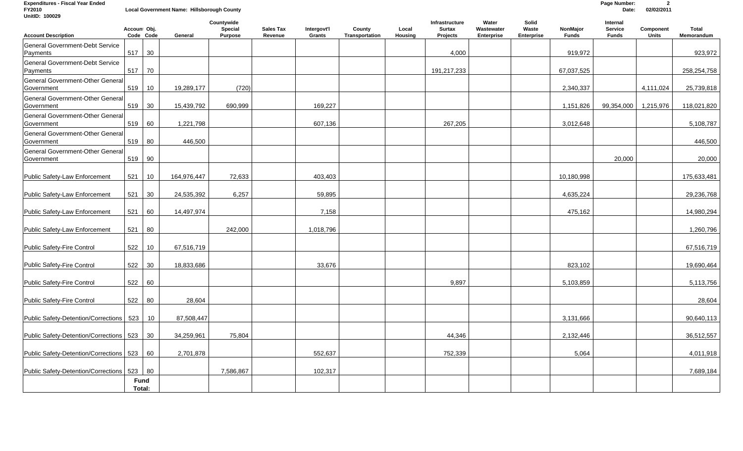**Expenditures - Fiscal Year Ended FY2010** **Local Government Name: Hillsborough County**
**UnitID: 100029**

| Account Description | Account Code | Obj. Code | General | Countywide Special Purpose | Sales Tax Revenue | Intergovt'l Grants | County Transportation | Local Housing | Infrastructure Surtax Projects | Water Wastewater Enterprise | Solid Waste Enterprise | NonMajor Funds | Internal Service Funds | Component Units | Total Memorandum |
|---|---|---|---|---|---|---|---|---|---|---|---|---|---|---|---|
| General Government-Debt Service Payments | 517 | 30 | | | | | | | 4,000 | | | 919,972 | | | 923,972 |
| General Government-Debt Service Payments | 517 | 70 | | | | | | | 191,217,233 | | | 67,037,525 | | | 258,254,758 |
| General Government-Other General Government | 519 | 10 | 19,289,177 | (720) | | | | | | | | 2,340,337 | | 4,111,024 | 25,739,818 |
| General Government-Other General Government | 519 | 30 | 15,439,792 | 690,999 | | 169,227 | | | | | | 1,151,826 | 99,354,000 | 1,215,976 | 118,021,820 |
| General Government-Other General Government | 519 | 60 | 1,221,798 | | | 607,136 | | | 267,205 | | | 3,012,648 | | | 5,108,787 |
| General Government-Other General Government | 519 | 80 | 446,500 | | | | | | | | | | | | 446,500 |
| General Government-Other General Government | 519 | 90 | | | | | | | | | | | 20,000 | | 20,000 |
| Public Safety-Law Enforcement | 521 | 10 | 164,976,447 | 72,633 | | 403,403 | | | | | | 10,180,998 | | | 175,633,481 |
| Public Safety-Law Enforcement | 521 | 30 | 24,535,392 | 6,257 | | 59,895 | | | | | | 4,635,224 | | | 29,236,768 |
| Public Safety-Law Enforcement | 521 | 60 | 14,497,974 | | | 7,158 | | | | | | 475,162 | | | 14,980,294 |
| Public Safety-Law Enforcement | 521 | 80 | | 242,000 | | 1,018,796 | | | | | | | | | 1,260,796 |
| Public Safety-Fire Control | 522 | 10 | 67,516,719 | | | | | | | | | | | | 67,516,719 |
| Public Safety-Fire Control | 522 | 30 | 18,833,686 | | | 33,676 | | | | | | 823,102 | | | 19,690,464 |
| Public Safety-Fire Control | 522 | 60 | | | | | | | 9,897 | | | 5,103,859 | | | 5,113,756 |
| Public Safety-Fire Control | 522 | 80 | 28,604 | | | | | | | | | | | | 28,604 |
| Public Safety-Detention/Corrections | 523 | 10 | 87,508,447 | | | | | | | | | 3,131,666 | | | 90,640,113 |
| Public Safety-Detention/Corrections | 523 | 30 | 34,259,961 | 75,804 | | | | | 44,346 | | | 2,132,446 | | | 36,512,557 |
| Public Safety-Detention/Corrections | 523 | 60 | 2,701,878 | | | 552,637 | | | 752,339 | | | 5,064 | | | 4,011,918 |
| Public Safety-Detention/Corrections | 523 | 80 | | 7,586,867 | | 102,317 | | | | | | | | | 7,689,184 |
| | Fund Total: | | | | | | | | | | | | | | |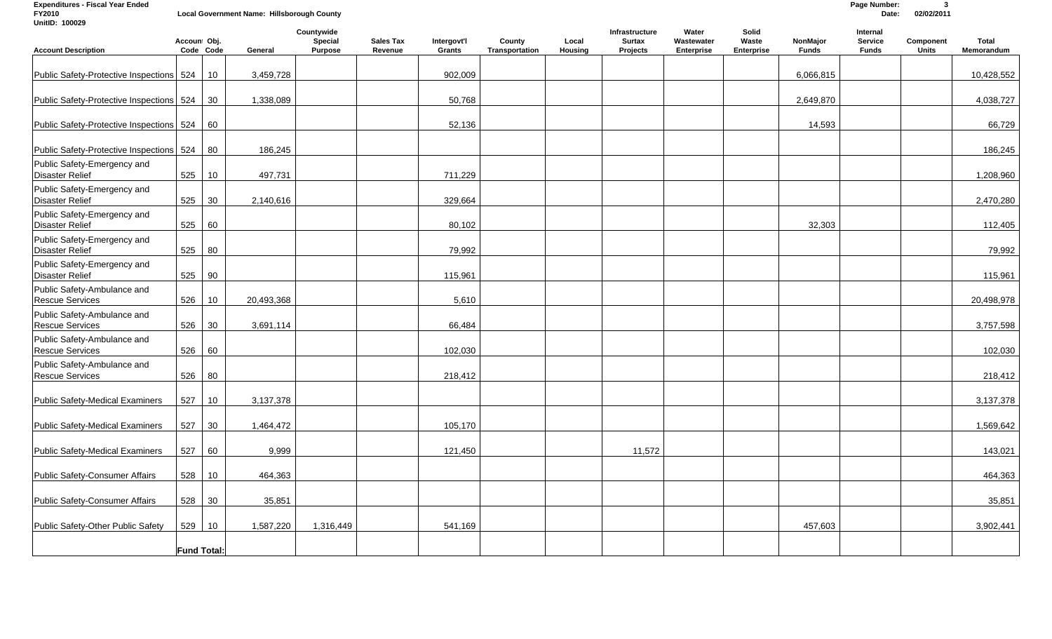Expenditures - Fiscal Year Ended FY2010
UnitID: 100029

Local Government Name: Hillsborough County

Date: 02/02/2011

| Account Description | Account Code | Obj. Code | General | Countywide Special Purpose | Sales Tax Revenue | Intergovt'l Grants | County Transportation | Local Housing | Infrastructure Surtax Projects | Water Wastewater Enterprise | Solid Waste Enterprise | NonMajor Funds | Internal Service Funds | Component Units | Total Memorandum |
|---|---|---|---|---|---|---|---|---|---|---|---|---|---|---|---|
| Public Safety-Protective Inspections | 524 | 10 | 3,459,728 | | | 902,009 | | | | | | 6,066,815 | | | 10,428,552 |
| Public Safety-Protective Inspections | 524 | 30 | 1,338,089 | | | 50,768 | | | | | | 2,649,870 | | | 4,038,727 |
| Public Safety-Protective Inspections | 524 | 60 | | | | 52,136 | | | | | | 14,593 | | | 66,729 |
| Public Safety-Protective Inspections | 524 | 80 | 186,245 | | | | | | | | | | | | 186,245 |
| Public Safety-Emergency and Disaster Relief | 525 | 10 | 497,731 | | | 711,229 | | | | | | | | | 1,208,960 |
| Public Safety-Emergency and Disaster Relief | 525 | 30 | 2,140,616 | | | 329,664 | | | | | | | | | 2,470,280 |
| Public Safety-Emergency and Disaster Relief | 525 | 60 | | | | 80,102 | | | | | | 32,303 | | | 112,405 |
| Public Safety-Emergency and Disaster Relief | 525 | 80 | | | | 79,992 | | | | | | | | | 79,992 |
| Public Safety-Emergency and Disaster Relief | 525 | 90 | | | | 115,961 | | | | | | | | | 115,961 |
| Public Safety-Ambulance and Rescue Services | 526 | 10 | 20,493,368 | | | 5,610 | | | | | | | | | 20,498,978 |
| Public Safety-Ambulance and Rescue Services | 526 | 30 | 3,691,114 | | | 66,484 | | | | | | | | | 3,757,598 |
| Public Safety-Ambulance and Rescue Services | 526 | 60 | | | | 102,030 | | | | | | | | | 102,030 |
| Public Safety-Ambulance and Rescue Services | 526 | 80 | | | | 218,412 | | | | | | | | | 218,412 |
| Public Safety-Medical Examiners | 527 | 10 | 3,137,378 | | | | | | | | | | | | 3,137,378 |
| Public Safety-Medical Examiners | 527 | 30 | 1,464,472 | | | 105,170 | | | | | | | | | 1,569,642 |
| Public Safety-Medical Examiners | 527 | 60 | 9,999 | | | 121,450 | | | 11,572 | | | | | | 143,021 |
| Public Safety-Consumer Affairs | 528 | 10 | 464,363 | | | | | | | | | | | | 464,363 |
| Public Safety-Consumer Affairs | 528 | 30 | 35,851 | | | | | | | | | | | | 35,851 |
| Public Safety-Other Public Safety | 529 | 10 | 1,587,220 | 1,316,449 | | 541,169 | | | | | | 457,603 | | | 3,902,441 |
| | Fund Total: | | | | | | | | | | | | | | |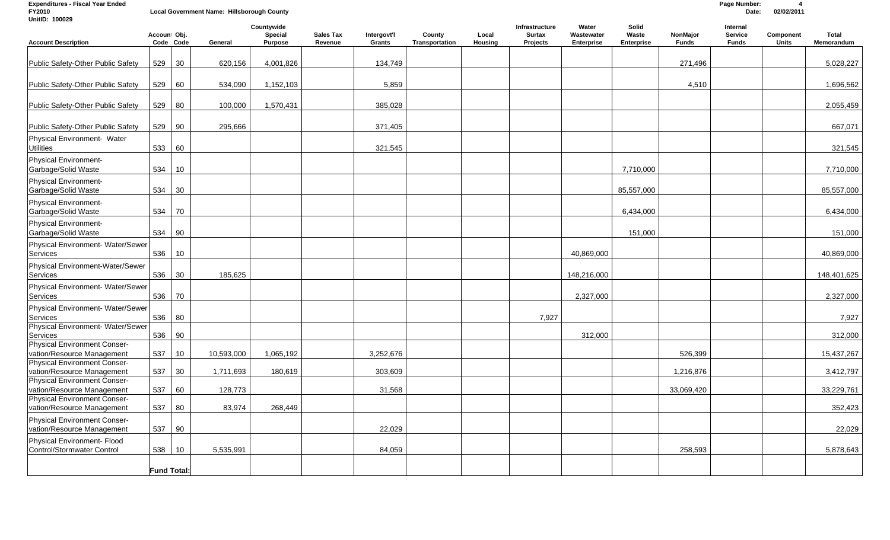**Expenditures - Fiscal Year Ended**
**FY2010** **Local Government Name: Hillsborough County**
**UnitID: 100029**

**Date: 02/02/2011**

| Account Description | Account Code | Obj. Code | General | Countywide Special Purpose | Sales Tax Revenue | Intergovt'l Grants | County Transportation | Local Housing | Infrastructure Surtax Projects | Water Wastewater Enterprise | Solid Waste Enterprise | NonMajor Funds | Internal Service Funds | Component Units | Total Memorandum |
|---|---|---|---|---|---|---|---|---|---|---|---|---|---|---|---|
| Public Safety-Other Public Safety | 529 | 30 | 620,156 | 4,001,826 | | 134,749 | | | | | | 271,496 | | | 5,028,227 |
| Public Safety-Other Public Safety | 529 | 60 | 534,090 | 1,152,103 | | 5,859 | | | | | | 4,510 | | | 1,696,562 |
| Public Safety-Other Public Safety | 529 | 80 | 100,000 | 1,570,431 | | 385,028 | | | | | | | | | 2,055,459 |
| Public Safety-Other Public Safety | 529 | 90 | 295,666 | | | 371,405 | | | | | | | | | 667,071 |
| Physical Environment- Water Utilities | 533 | 60 | | | | 321,545 | | | | | | | | | 321,545 |
| Physical Environment- Garbage/Solid Waste | 534 | 10 | | | | | | | | | 7,710,000 | | | | 7,710,000 |
| Physical Environment- Garbage/Solid Waste | 534 | 30 | | | | | | | | | 85,557,000 | | | | 85,557,000 |
| Physical Environment- Garbage/Solid Waste | 534 | 70 | | | | | | | | | 6,434,000 | | | | 6,434,000 |
| Physical Environment- Garbage/Solid Waste | 534 | 90 | | | | | | | | | 151,000 | | | | 151,000 |
| Physical Environment- Water/Sewer Services | 536 | 10 | | | | | | | | 40,869,000 | | | | | 40,869,000 |
| Physical Environment-Water/Sewer Services | 536 | 30 | 185,625 | | | | | | | 148,216,000 | | | | | 148,401,625 |
| Physical Environment- Water/Sewer Services | 536 | 70 | | | | | | | | 2,327,000 | | | | | 2,327,000 |
| Physical Environment- Water/Sewer Services | 536 | 80 | | | | | | | 7,927 | | | | | | 7,927 |
| Physical Environment- Water/Sewer Services | 536 | 90 | | | | | | | | 312,000 | | | | | 312,000 |
| Physical Environment Conser-vation/Resource Management | 537 | 10 | 10,593,000 | 1,065,192 | | 3,252,676 | | | | | | 526,399 | | | 15,437,267 |
| Physical Environment Conser-vation/Resource Management | 537 | 30 | 1,711,693 | 180,619 | | 303,609 | | | | | | 1,216,876 | | | 3,412,797 |
| Physical Environment Conser-vation/Resource Management | 537 | 60 | 128,773 | | | 31,568 | | | | | | 33,069,420 | | | 33,229,761 |
| Physical Environment Conser-vation/Resource Management | 537 | 80 | 83,974 | 268,449 | | | | | | | | | | | 352,423 |
| Physical Environment Conser-vation/Resource Management | 537 | 90 | | | | 22,029 | | | | | | | | | 22,029 |
| Physical Environment- Flood Control/Stormwater Control | 538 | 10 | 5,535,991 | | | 84,059 | | | | | | 258,593 | | | 5,878,643 |
| | Fund Total: | | | | | | | | | | | | | | |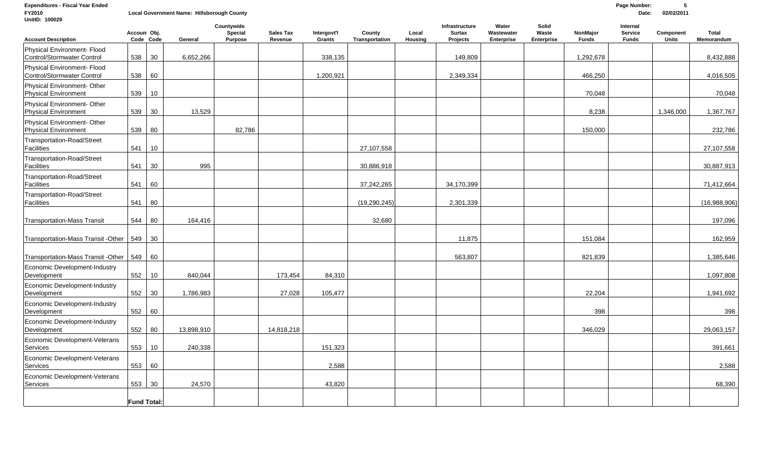**Expenditures - Fiscal Year Ended**
**FY2010** **Local Government Name: Hillsborough County**
**UnitID: 100029**

**Date: 02/02/2011**

| Account Description | Account Code | Obj. Code | General | Countywide Special Purpose | Sales Tax Revenue | Intergovt'l Grants | County Transportation | Local Housing | Infrastructure Surtax Projects | Water Wastewater Enterprise | Solid Waste Enterprise | NonMajor Funds | Internal Service Funds | Component Units | Total Memorandum |
|---|---|---|---|---|---|---|---|---|---|---|---|---|---|---|---|
| Physical Environment- Flood Control/Stormwater Control | 538 | 30 | 6,652,266 | | | 338,135 | | | 149,809 | | | 1,292,678 | | | 8,432,888 |
| Physical Environment- Flood Control/Stormwater Control | 538 | 60 | | | | 1,200,921 | | | 2,349,334 | | | 466,250 | | | 4,016,505 |
| Physical Environment- Other Physical Environment | 539 | 10 | | | | | | | | | | 70,048 | | | 70,048 |
| Physical Environment- Other Physical Environment | 539 | 30 | 13,529 | | | | | | | | | 8,238 | | 1,346,000 | 1,367,767 |
| Physical Environment- Other Physical Environment | 539 | 80 | | 82,786 | | | | | | | | 150,000 | | | 232,786 |
| Transportation-Road/Street Facilities | 541 | 10 | | | | | 27,107,558 | | | | | | | | 27,107,558 |
| Transportation-Road/Street Facilities | 541 | 30 | 995 | | | | 30,886,918 | | | | | | | | 30,887,913 |
| Transportation-Road/Street Facilities | 541 | 60 | | | | | 37,242,265 | | 34,170,399 | | | | | | 71,412,664 |
| Transportation-Road/Street Facilities | 541 | 80 | | | | | (19,290,245) | | 2,301,339 | | | | | | (16,988,906) |
| Transportation-Mass Transit | 544 | 80 | 164,416 | | | | 32,680 | | | | | | | | 197,096 |
| Transportation-Mass Transit -Other | 549 | 30 | | | | | | | 11,875 | | | 151,084 | | | 162,959 |
| Transportation-Mass Transit -Other | 549 | 60 | | | | | | | 563,807 | | | 821,839 | | | 1,385,646 |
| Economic Development-Industry Development | 552 | 10 | 840,044 | | 173,454 | 84,310 | | | | | | | | | 1,097,808 |
| Economic Development-Industry Development | 552 | 30 | 1,786,983 | | 27,028 | 105,477 | | | | | | 22,204 | | | 1,941,692 |
| Economic Development-Industry Development | 552 | 60 | | | | | | | | | | 398 | | | 398 |
| Economic Development-Industry Development | 552 | 80 | 13,898,910 | | 14,818,218 | | | | | | | 346,029 | | | 29,063,157 |
| Economic Development-Veterans Services | 553 | 10 | 240,338 | | | 151,323 | | | | | | | | | 391,661 |
| Economic Development-Veterans Services | 553 | 60 | | | | 2,588 | | | | | | | | | 2,588 |
| Economic Development-Veterans Services | 553 | 30 | 24,570 | | | 43,820 | | | | | | | | | 68,390 |
| | Fund Total: | | | | | | | | | | | | | | |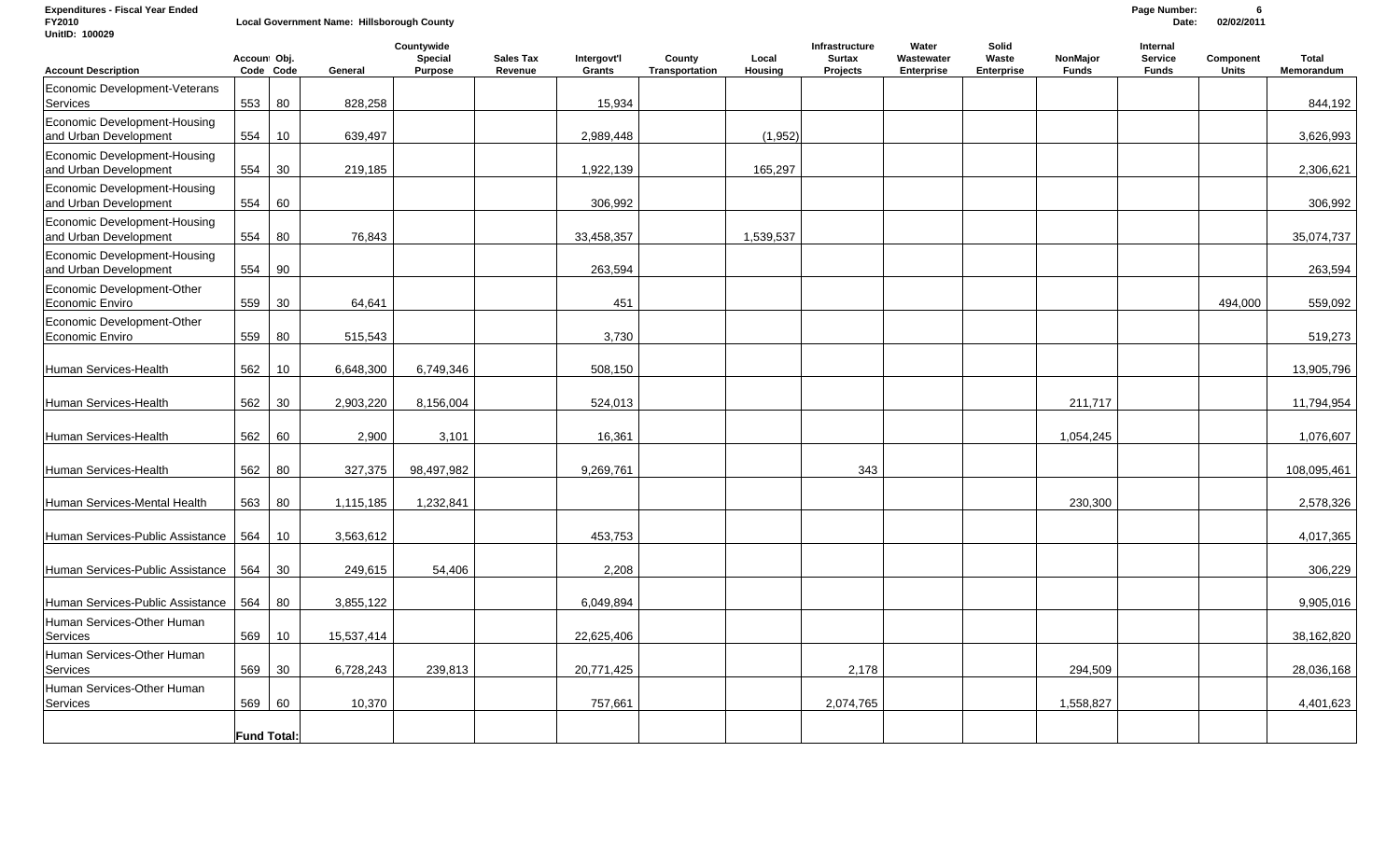**Expenditures - Fiscal Year Ended**
**FY2010** **Local Government Name: Hillsborough County**
**UnitID: 100029**

| Account Description | Account Code | Obj. Code | General | Countywide Special Purpose | Sales Tax Revenue | Intergovt'l Grants | County Transportation | Local Housing | Infrastructure Surtax Projects | Water Wastewater Enterprise | Solid Waste Enterprise | NonMajor Funds | Internal Service Funds | Component Units | Total Memorandum |
|---|---|---|---|---|---|---|---|---|---|---|---|---|---|---|---|
| Economic Development-Veterans Services | 553 | 80 | 828,258 | | | 15,934 | | | | | | | | | 844,192 |
| Economic Development-Housing and Urban Development | 554 | 10 | 639,497 | | | 2,989,448 | | (1,952) | | | | | | | 3,626,993 |
| Economic Development-Housing and Urban Development | 554 | 30 | 219,185 | | | 1,922,139 | | 165,297 | | | | | | | 2,306,621 |
| Economic Development-Housing and Urban Development | 554 | 60 | | | | 306,992 | | | | | | | | | 306,992 |
| Economic Development-Housing and Urban Development | 554 | 80 | 76,843 | | | 33,458,357 | | 1,539,537 | | | | | | | 35,074,737 |
| Economic Development-Housing and Urban Development | 554 | 90 | | | | 263,594 | | | | | | | | | 263,594 |
| Economic Development-Other Economic Enviro | 559 | 30 | 64,641 | | | 451 | | | | | | | | 494,000 | 559,092 |
| Economic Development-Other Economic Enviro | 559 | 80 | 515,543 | | | 3,730 | | | | | | | | | 519,273 |
| Human Services-Health | 562 | 10 | 6,648,300 | 6,749,346 | | 508,150 | | | | | | | | | 13,905,796 |
| Human Services-Health | 562 | 30 | 2,903,220 | 8,156,004 | | 524,013 | | | | | | 211,717 | | | 11,794,954 |
| Human Services-Health | 562 | 60 | 2,900 | 3,101 | | 16,361 | | | | | | 1,054,245 | | | 1,076,607 |
| Human Services-Health | 562 | 80 | 327,375 | 98,497,982 | | 9,269,761 | | | 343 | | | | | | 108,095,461 |
| Human Services-Mental Health | 563 | 80 | 1,115,185 | 1,232,841 | | | | | | | | 230,300 | | | 2,578,326 |
| Human Services-Public Assistance | 564 | 10 | 3,563,612 | | | 453,753 | | | | | | | | | 4,017,365 |
| Human Services-Public Assistance | 564 | 30 | 249,615 | 54,406 | | 2,208 | | | | | | | | | 306,229 |
| Human Services-Public Assistance | 564 | 80 | 3,855,122 | | | 6,049,894 | | | | | | | | | 9,905,016 |
| Human Services-Other Human Services | 569 | 10 | 15,537,414 | | | 22,625,406 | | | | | | | | | 38,162,820 |
| Human Services-Other Human Services | 569 | 30 | 6,728,243 | 239,813 | | 20,771,425 | | | 2,178 | | | 294,509 | | | 28,036,168 |
| Human Services-Other Human Services | 569 | 60 | 10,370 | | | 757,661 | | | 2,074,765 | | | 1,558,827 | | | 4,401,623 |
| | Fund Total: | | | | | | | | | | | | | | |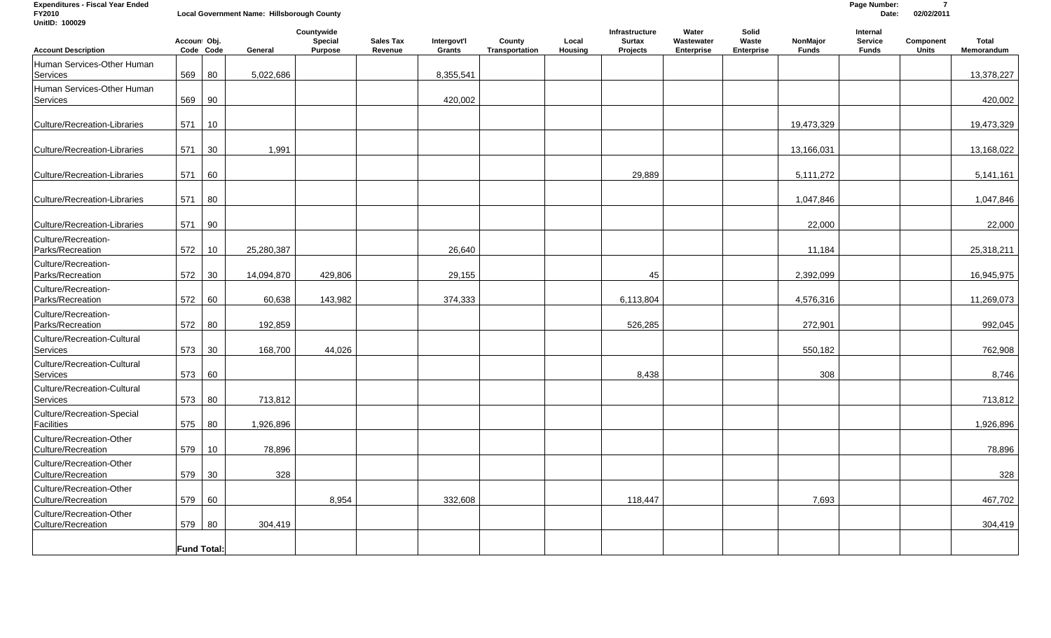**Expenditures - Fiscal Year Ended**
**FY2010** **Local Government Name: Hillsborough County**
**UnitID: 100029**

**Page Number: 7**
**Date: 02/02/2011**

| Account Description | Account Code | Obj. Code | General | Countywide Special Purpose | Sales Tax Revenue | Intergovt'l Grants | County Transportation | Local Housing | Infrastructure Surtax Projects | Water Wastewater Enterprise | Solid Waste Enterprise | NonMajor Funds | Internal Service Funds | Component Units | Total Memorandum |
|---|---|---|---|---|---|---|---|---|---|---|---|---|---|---|---|
| Human Services-Other Human Services | 569 | 80 | 5,022,686 | | | 8,355,541 | | | | | | | | | 13,378,227 |
| Human Services-Other Human Services | 569 | 90 | | | | 420,002 | | | | | | | | | 420,002 |
| Culture/Recreation-Libraries | 571 | 10 | | | | | | | | | | 19,473,329 | | | 19,473,329 |
| Culture/Recreation-Libraries | 571 | 30 | 1,991 | | | | | | | | | 13,166,031 | | | 13,168,022 |
| Culture/Recreation-Libraries | 571 | 60 | | | | | | | 29,889 | | | 5,111,272 | | | 5,141,161 |
| Culture/Recreation-Libraries | 571 | 80 | | | | | | | | | | 1,047,846 | | | 1,047,846 |
| Culture/Recreation-Libraries | 571 | 90 | | | | | | | | | | 22,000 | | | 22,000 |
| Culture/Recreation-Parks/Recreation | 572 | 10 | 25,280,387 | | | 26,640 | | | | | | 11,184 | | | 25,318,211 |
| Culture/Recreation-Parks/Recreation | 572 | 30 | 14,094,870 | 429,806 | | 29,155 | | | 45 | | | 2,392,099 | | | 16,945,975 |
| Culture/Recreation-Parks/Recreation | 572 | 60 | 60,638 | 143,982 | | 374,333 | | | 6,113,804 | | | 4,576,316 | | | 11,269,073 |
| Culture/Recreation-Parks/Recreation | 572 | 80 | 192,859 | | | | | | 526,285 | | | 272,901 | | | 992,045 |
| Culture/Recreation-Cultural Services | 573 | 30 | 168,700 | 44,026 | | | | | | | | 550,182 | | | 762,908 |
| Culture/Recreation-Cultural Services | 573 | 60 | | | | | | | 8,438 | | | 308 | | | 8,746 |
| Culture/Recreation-Cultural Services | 573 | 80 | 713,812 | | | | | | | | | | | | 713,812 |
| Culture/Recreation-Special Facilities | 575 | 80 | 1,926,896 | | | | | | | | | | | | 1,926,896 |
| Culture/Recreation-Other Culture/Recreation | 579 | 10 | 78,896 | | | | | | | | | | | | 78,896 |
| Culture/Recreation-Other Culture/Recreation | 579 | 30 | 328 | | | | | | | | | | | | 328 |
| Culture/Recreation-Other Culture/Recreation | 579 | 60 | | 8,954 | | 332,608 | | | 118,447 | | | 7,693 | | | 467,702 |
| Culture/Recreation-Other Culture/Recreation | 579 | 80 | 304,419 | | | | | | | | | | | | 304,419 |
| | Fund Total: | | | | | | | | | | | | | | |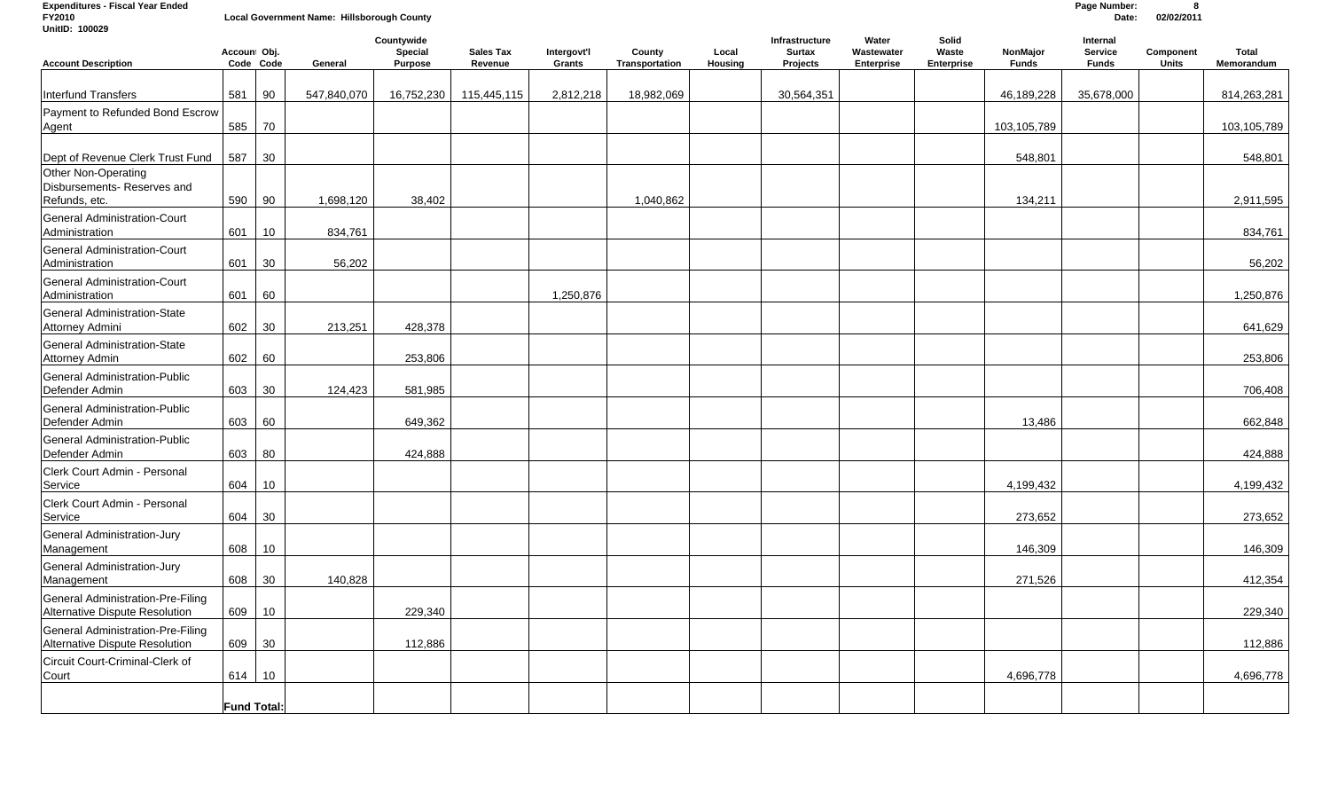Expenditures - Fiscal Year Ended
FY2010
UnitID: 100029

Local Government Name: Hillsborough County

Page Number: 8
Date: 02/02/2011

| Account Description | Account Code | Obj. Code | General | Countywide Special Purpose | Sales Tax Revenue | Intergovt'l Grants | County Transportation | Local Housing | Infrastructure Surtax Projects | Water Wastewater Enterprise | Solid Waste Enterprise | NonMajor Funds | Internal Service Funds | Component Units | Total Memorandum |
|---|---|---|---|---|---|---|---|---|---|---|---|---|---|---|---|
| Interfund Transfers | 581 | 90 | 547,840,070 | 16,752,230 | 115,445,115 | 2,812,218 | 18,982,069 | | 30,564,351 | | | 46,189,228 | 35,678,000 | | 814,263,281 |
| Payment to Refunded Bond Escrow Agent | 585 | 70 | | | | | | | | | | 103,105,789 | | | 103,105,789 |
| Dept of Revenue Clerk Trust Fund | 587 | 30 | | | | | | | | | | 548,801 | | | 548,801 |
| Other Non-Operating Disbursements- Reserves and Refunds, etc. | 590 | 90 | 1,698,120 | 38,402 | | | 1,040,862 | | | | | 134,211 | | | 2,911,595 |
| General Administration-Court Administration | 601 | 10 | 834,761 | | | | | | | | | | | | 834,761 |
| General Administration-Court Administration | 601 | 30 | 56,202 | | | | | | | | | | | | 56,202 |
| General Administration-Court Administration | 601 | 60 | | | | 1,250,876 | | | | | | | | | 1,250,876 |
| General Administration-State Attorney Admini | 602 | 30 | 213,251 | 428,378 | | | | | | | | | | | 641,629 |
| General Administration-State Attorney Admin | 602 | 60 | | 253,806 | | | | | | | | | | | 253,806 |
| General Administration-Public Defender Admin | 603 | 30 | 124,423 | 581,985 | | | | | | | | | | | 706,408 |
| General Administration-Public Defender Admin | 603 | 60 | | 649,362 | | | | | | | | 13,486 | | | 662,848 |
| General Administration-Public Defender Admin | 603 | 80 | | 424,888 | | | | | | | | | | | 424,888 |
| Clerk Court Admin - Personal Service | 604 | 10 | | | | | | | | | | 4,199,432 | | | 4,199,432 |
| Clerk Court Admin - Personal Service | 604 | 30 | | | | | | | | | | 273,652 | | | 273,652 |
| General Administration-Jury Management | 608 | 10 | | | | | | | | | | 146,309 | | | 146,309 |
| General Administration-Jury Management | 608 | 30 | 140,828 | | | | | | | | | 271,526 | | | 412,354 |
| General Administration-Pre-Filing Alternative Dispute Resolution | 609 | 10 | | 229,340 | | | | | | | | | | | 229,340 |
| General Administration-Pre-Filing Alternative Dispute Resolution | 609 | 30 | | 112,886 | | | | | | | | | | | 112,886 |
| Circuit Court-Criminal-Clerk of Court | 614 | 10 | | | | | | | | | | 4,696,778 | | | 4,696,778 |
| | Fund Total: | | | | | | | | | | | | | | |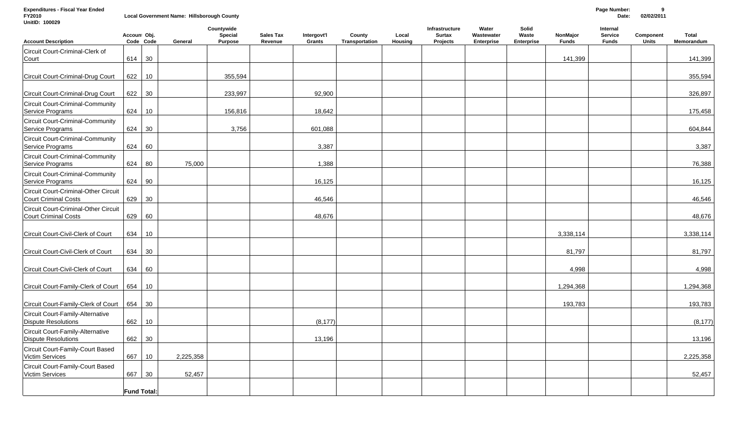**Expenditures - Fiscal Year Ended FY2010**
**UnitID: 100029**

**Local Government Name: Hillsborough County**

**Date: 02/02/2011**

| Account Description | Account Code | Obj. Code | General | Countywide Special Purpose | Sales Tax Revenue | Intergovt'l Grants | County Transportation | Local Housing | Infrastructure Surtax Projects | Water Wastewater Enterprise | Solid Waste Enterprise | NonMajor Funds | Internal Service Funds | Component Units | Total Memorandum |
|---|---|---|---|---|---|---|---|---|---|---|---|---|---|---|---|
| Circuit Court-Criminal-Clerk of Court | 614 | 30 | | | | | | | | | | 141,399 | | | 141,399 |
| Circuit Court-Criminal-Drug Court | 622 | 10 | | 355,594 | | | | | | | | | | | 355,594 |
| Circuit Court-Criminal-Drug Court | 622 | 30 | | 233,997 | | 92,900 | | | | | | | | | 326,897 |
| Circuit Court-Criminal-Community Service Programs | 624 | 10 | | 156,816 | | 18,642 | | | | | | | | | 175,458 |
| Circuit Court-Criminal-Community Service Programs | 624 | 30 | | 3,756 | | 601,088 | | | | | | | | | 604,844 |
| Circuit Court-Criminal-Community Service Programs | 624 | 60 | | | | 3,387 | | | | | | | | | 3,387 |
| Circuit Court-Criminal-Community Service Programs | 624 | 80 | 75,000 | | | 1,388 | | | | | | | | | 76,388 |
| Circuit Court-Criminal-Community Service Programs | 624 | 90 | | | | 16,125 | | | | | | | | | 16,125 |
| Circuit Court-Criminal-Other Circuit Court Criminal Costs | 629 | 30 | | | | 46,546 | | | | | | | | | 46,546 |
| Circuit Court-Criminal-Other Circuit Court Criminal Costs | 629 | 60 | | | | 48,676 | | | | | | | | | 48,676 |
| Circuit Court-Civil-Clerk of Court | 634 | 10 | | | | | | | | | | 3,338,114 | | | 3,338,114 |
| Circuit Court-Civil-Clerk of Court | 634 | 30 | | | | | | | | | | 81,797 | | | 81,797 |
| Circuit Court-Civil-Clerk of Court | 634 | 60 | | | | | | | | | | 4,998 | | | 4,998 |
| Circuit Court-Family-Clerk of Court | 654 | 10 | | | | | | | | | | 1,294,368 | | | 1,294,368 |
| Circuit Court-Family-Clerk of Court | 654 | 30 | | | | | | | | | | 193,783 | | | 193,783 |
| Circuit Court-Family-Alternative Dispute Resolutions | 662 | 10 | | | | (8,177) | | | | | | | | | (8,177) |
| Circuit Court-Family-Alternative Dispute Resolutions | 662 | 30 | | | | 13,196 | | | | | | | | | 13,196 |
| Circuit Court-Family-Court Based Victim Services | 667 | 10 | 2,225,358 | | | | | | | | | | | | 2,225,358 |
| Circuit Court-Family-Court Based Victim Services | 667 | 30 | 52,457 | | | | | | | | | | | | 52,457 |
| | Fund Total: | | | | | | | | | | | | | | |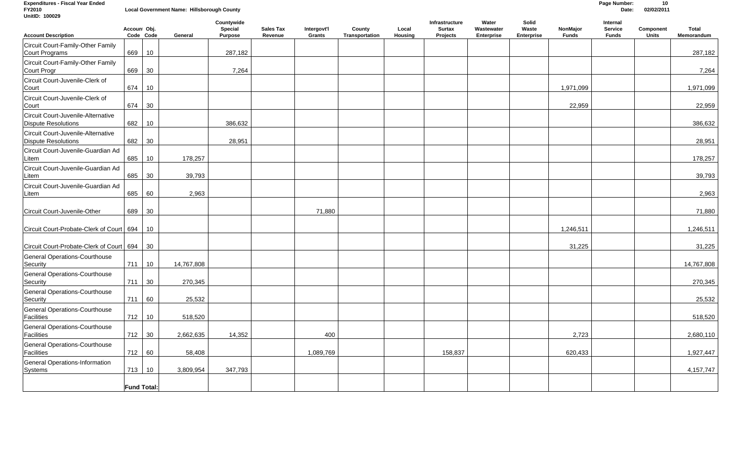**Expenditures - Fiscal Year Ended**
**FY2010** **Local Government Name: Hillsborough County**
**UnitID: 100029**

**Page Number: 10**
**Date: 02/02/2011**

| Account Description | Account Code | Obj. Code | General | Countywide Special Purpose | Sales Tax Revenue | Intergovt'l Grants | County Transportation | Local Housing | Infrastructure Surtax Projects | Water Wastewater Enterprise | Solid Waste Enterprise | NonMajor Funds | Internal Service Funds | Component Units | Total Memorandum |
|---|---|---|---|---|---|---|---|---|---|---|---|---|---|---|---|
| Circuit Court-Family-Other Family Court Programs | 669 | 10 | | 287,182 | | | | | | | | | | | 287,182 |
| Circuit Court-Family-Other Family Court Progr | 669 | 30 | | 7,264 | | | | | | | | | | | 7,264 |
| Circuit Court-Juvenile-Clerk of Court | 674 | 10 | | | | | | | | | | 1,971,099 | | | 1,971,099 |
| Circuit Court-Juvenile-Clerk of Court | 674 | 30 | | | | | | | | | | 22,959 | | | 22,959 |
| Circuit Court-Juvenile-Alternative Dispute Resolutions | 682 | 10 | | 386,632 | | | | | | | | | | | 386,632 |
| Circuit Court-Juvenile-Alternative Dispute Resolutions | 682 | 30 | | 28,951 | | | | | | | | | | | 28,951 |
| Circuit Court-Juvenile-Guardian Ad Litem | 685 | 10 | 178,257 | | | | | | | | | | | | 178,257 |
| Circuit Court-Juvenile-Guardian Ad Litem | 685 | 30 | 39,793 | | | | | | | | | | | | 39,793 |
| Circuit Court-Juvenile-Guardian Ad Litem | 685 | 60 | 2,963 | | | | | | | | | | | | 2,963 |
| Circuit Court-Juvenile-Other | 689 | 30 | | | | 71,880 | | | | | | | | | 71,880 |
| Circuit Court-Probate-Clerk of Court | 694 | 10 | | | | | | | | | | 1,246,511 | | | 1,246,511 |
| Circuit Court-Probate-Clerk of Court | 694 | 30 | | | | | | | | | | 31,225 | | | 31,225 |
| General Operations-Courthouse Security | 711 | 10 | 14,767,808 | | | | | | | | | | | | 14,767,808 |
| General Operations-Courthouse Security | 711 | 30 | 270,345 | | | | | | | | | | | | 270,345 |
| General Operations-Courthouse Security | 711 | 60 | 25,532 | | | | | | | | | | | | 25,532 |
| General Operations-Courthouse Facilities | 712 | 10 | 518,520 | | | | | | | | | | | | 518,520 |
| General Operations-Courthouse Facilities | 712 | 30 | 2,662,635 | 14,352 | | 400 | | | | | | 2,723 | | | 2,680,110 |
| General Operations-Courthouse Facilities | 712 | 60 | 58,408 | | | 1,089,769 | | | 158,837 | | | 620,433 | | | 1,927,447 |
| General Operations-Information Systems | 713 | 10 | 3,809,954 | 347,793 | | | | | | | | | | | 4,157,747 |
| | Fund Total: | | | | | | | | | | | | | | |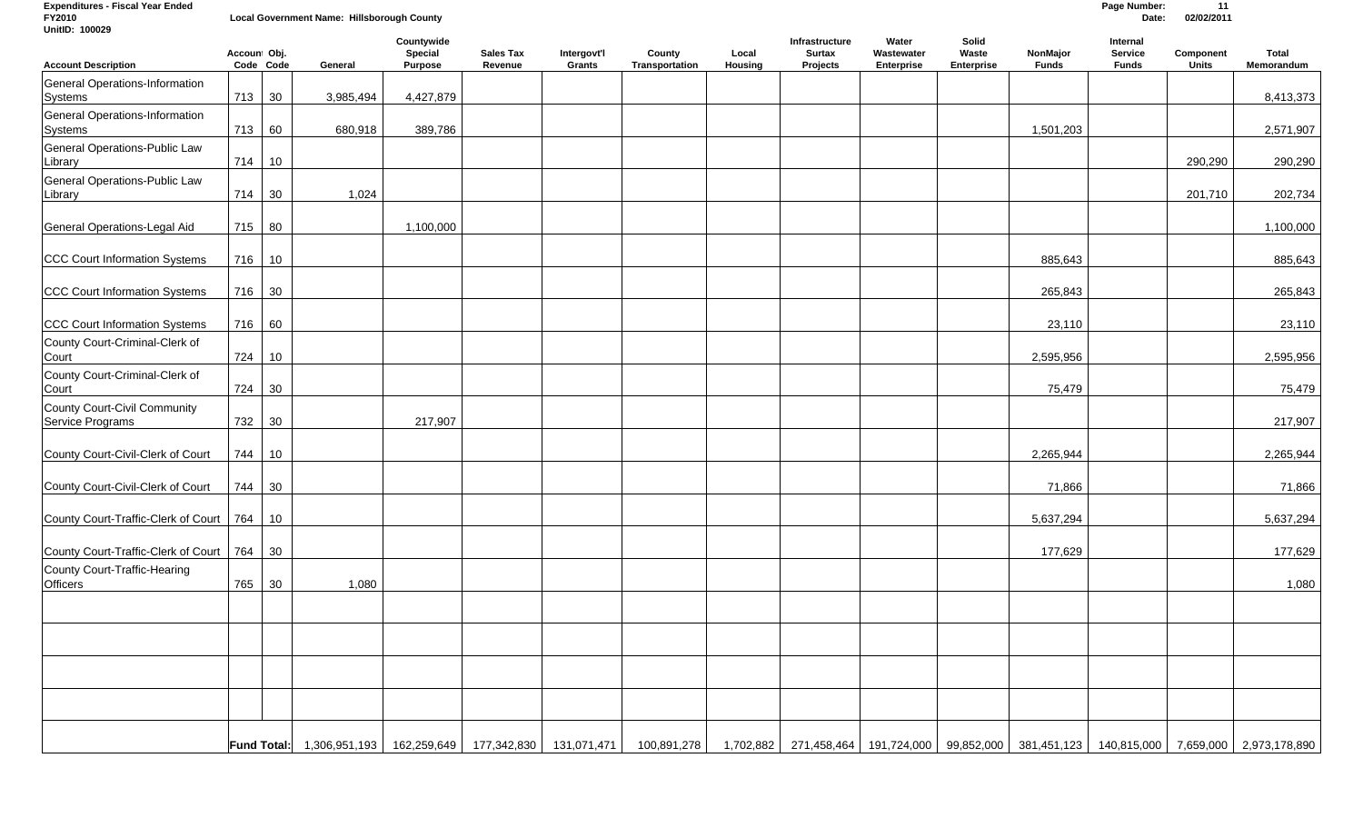**Expenditures - Fiscal Year Ended**
**FY2010** **Local Government Name: Hillsborough County**
**UnitID: 100029**

| Account Description | Account Code | Obj. Code | General | Countywide Special Purpose | Sales Tax Revenue | Intergovt'l Grants | County Transportation | Local Housing | Infrastructure Surtax Projects | Water Wastewater Enterprise | Solid Waste Enterprise | NonMajor Funds | Internal Service Funds | Component Units | Total Memorandum |
|---|---|---|---|---|---|---|---|---|---|---|---|---|---|---|---|
| General Operations-Information Systems | 713 | 30 | 3,985,494 | 4,427,879 | | | | | | | | | | | 8,413,373 |
| General Operations-Information Systems | 713 | 60 | 680,918 | 389,786 | | | | | | | | 1,501,203 | | | 2,571,907 |
| General Operations-Public Law Library | 714 | 10 | | | | | | | | | | | | 290,290 | 290,290 |
| General Operations-Public Law Library | 714 | 30 | 1,024 | | | | | | | | | | | 201,710 | 202,734 |
| General Operations-Legal Aid | 715 | 80 | | 1,100,000 | | | | | | | | | | | 1,100,000 |
| CCC Court Information Systems | 716 | 10 | | | | | | | | | | 885,643 | | | 885,643 |
| CCC Court Information Systems | 716 | 30 | | | | | | | | | | 265,843 | | | 265,843 |
| CCC Court Information Systems | 716 | 60 | | | | | | | | | | 23,110 | | | 23,110 |
| County Court-Criminal-Clerk of Court | 724 | 10 | | | | | | | | | | 2,595,956 | | | 2,595,956 |
| County Court-Criminal-Clerk of Court | 724 | 30 | | | | | | | | | | 75,479 | | | 75,479 |
| County Court-Civil Community Service Programs | 732 | 30 | | 217,907 | | | | | | | | | | | 217,907 |
| County Court-Civil-Clerk of Court | 744 | 10 | | | | | | | | | | 2,265,944 | | | 2,265,944 |
| County Court-Civil-Clerk of Court | 744 | 30 | | | | | | | | | | 71,866 | | | 71,866 |
| County Court-Traffic-Clerk of Court | 764 | 10 | | | | | | | | | | 5,637,294 | | | 5,637,294 |
| County Court-Traffic-Clerk of Court | 764 | 30 | | | | | | | | | | 177,629 | | | 177,629 |
| County Court-Traffic-Hearing Officers | 765 | 30 | 1,080 | | | | | | | | | | | | 1,080 |
| | **Fund Total:** | | 1,306,951,193 | 162,259,649 | 177,342,830 | 131,071,471 | 100,891,278 | 1,702,882 | 271,458,464 | 191,724,000 | 99,852,000 | 381,451,123 | 140,815,000 | 7,659,000 | 2,973,178,890 |